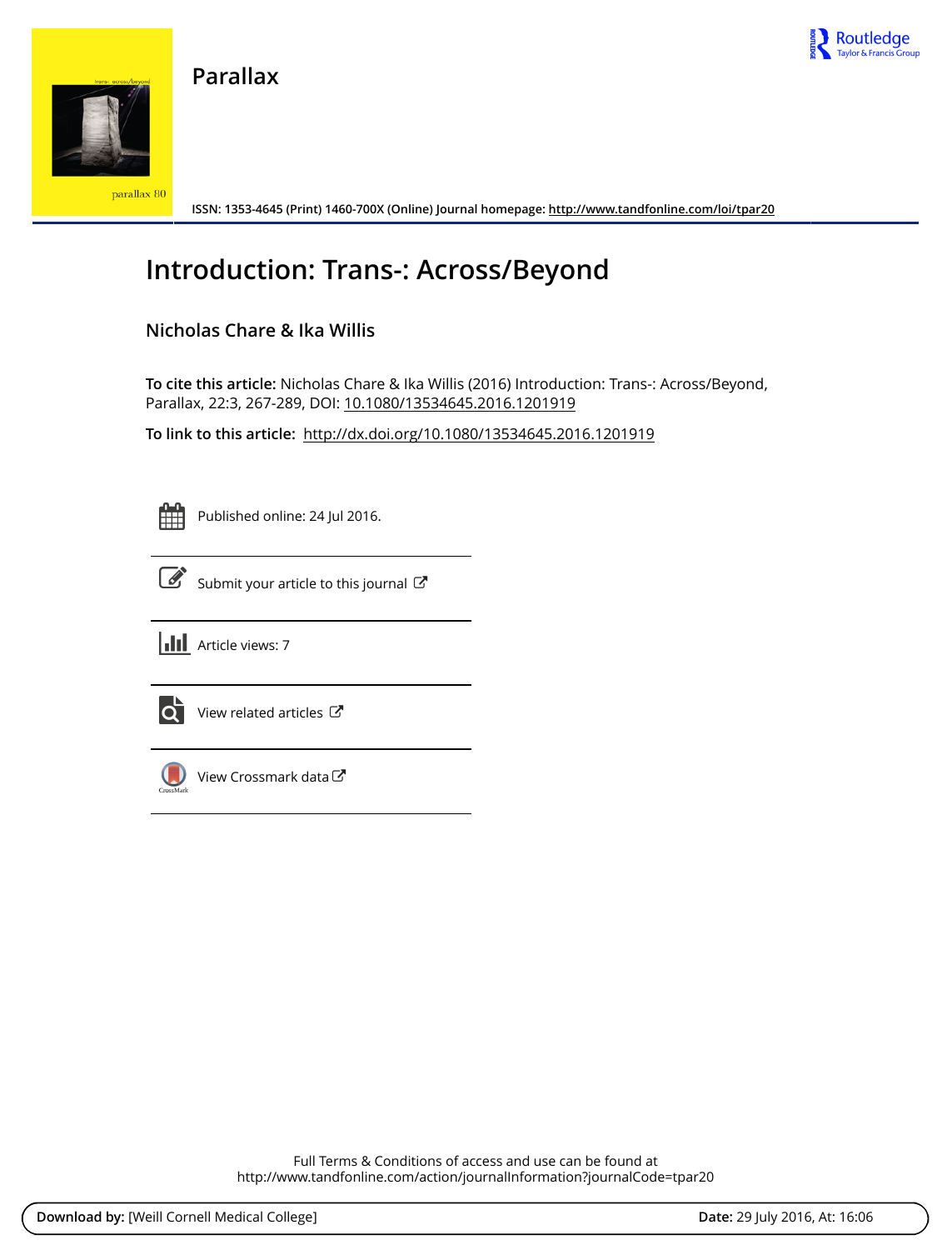# Parallax

ISSN: 1353-4645 (Print) 1460-700X (Online) Journal homepage: http://www.tandfonline.com/loi/tpar20

# Introduction: Trans-: Across/Beyond

## Nicholas Chare & Ika Willis

**To cite this article:** Nicholas Chare & Ika Willis (2016) Introduction: Trans-: Across/Beyond, Parallax, 22:3, 267-289, DOI: 10.1080/13534645.2016.1201919

**To link to this article:** http://dx.doi.org/10.1080/13534645.2016.1201919

Published online: 24 Jul 2016.

Submit your article to this journal

Article views: 7

View related articles

View Crossmark data

Full Terms & Conditions of access and use can be found at
http://www.tandfonline.com/action/journalInformation?journalCode=tpar20

**Download by:** [Weill Cornell Medical College] **Date:** 29 July 2016, At: 16:06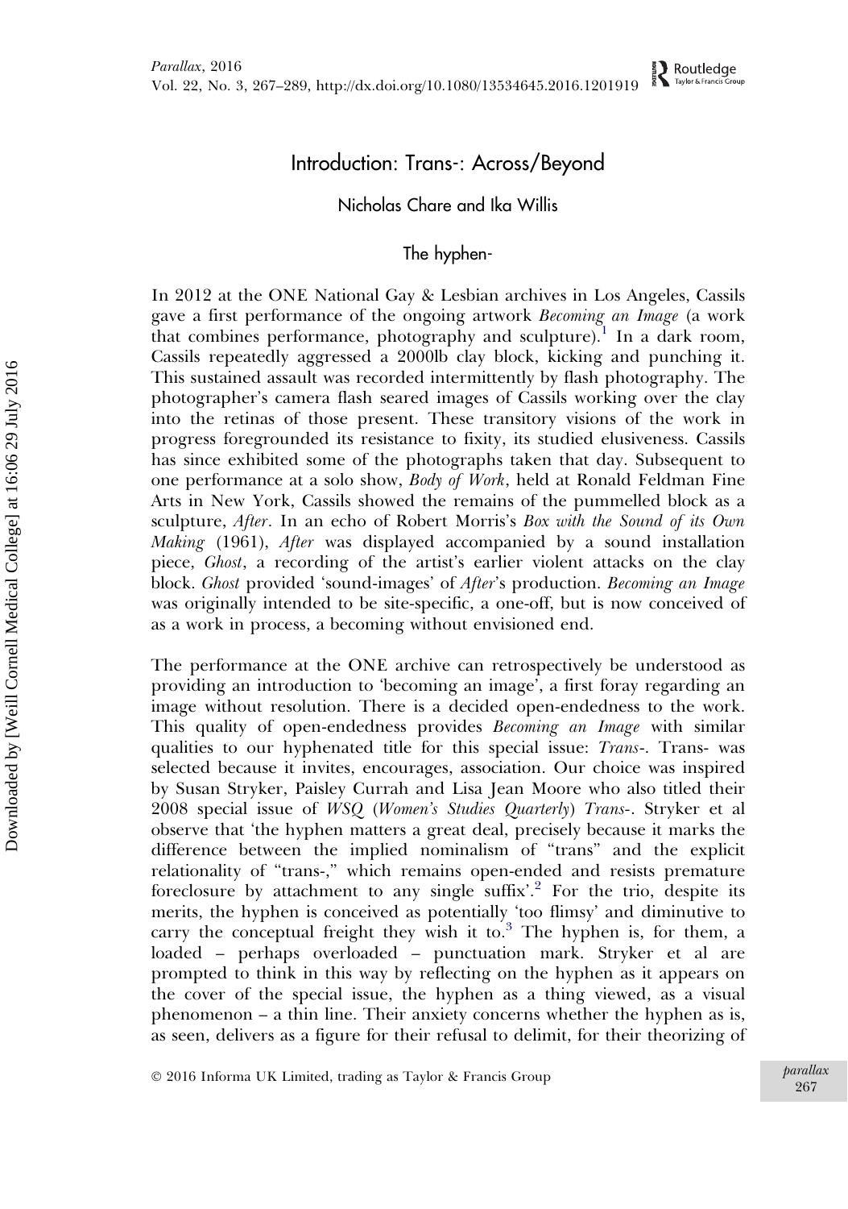# Introduction: Trans-: Across/Beyond

Nicholas Chare and Ika Willis

## The hyphen-

In 2012 at the ONE National Gay & Lesbian archives in Los Angeles, Cassils gave a first performance of the ongoing artwork *Becoming an Image* (a work that combines performance, photography and sculpture).[1] In a dark room, Cassils repeatedly aggressed a 2000lb clay block, kicking and punching it. This sustained assault was recorded intermittently by flash photography. The photographer's camera flash seared images of Cassils working over the clay into the retinas of those present. These transitory visions of the work in progress foregrounded its resistance to fixity, its studied elusiveness. Cassils has since exhibited some of the photographs taken that day. Subsequent to one performance at a solo show, *Body of Work*, held at Ronald Feldman Fine Arts in New York, Cassils showed the remains of the pummelled block as a sculpture, *After*. In an echo of Robert Morris's *Box with the Sound of its Own Making* (1961), *After* was displayed accompanied by a sound installation piece, *Ghost*, a recording of the artist's earlier violent attacks on the clay block. *Ghost* provided 'sound-images' of *After*'s production. *Becoming an Image* was originally intended to be site-specific, a one-off, but is now conceived of as a work in process, a becoming without envisioned end.

The performance at the ONE archive can retrospectively be understood as providing an introduction to 'becoming an image', a first foray regarding an image without resolution. There is a decided open-endedness to the work. This quality of open-endedness provides *Becoming an Image* with similar qualities to our hyphenated title for this special issue: *Trans-*. Trans- was selected because it invites, encourages, association. Our choice was inspired by Susan Stryker, Paisley Currah and Lisa Jean Moore who also titled their 2008 special issue of *WSQ* (*Women's Studies Quarterly*) *Trans-*. Stryker et al observe that 'the hyphen matters a great deal, precisely because it marks the difference between the implied nominalism of "trans" and the explicit relationality of "trans-," which remains open-ended and resists premature foreclosure by attachment to any single suffix'.[2] For the trio, despite its merits, the hyphen is conceived as potentially 'too flimsy' and diminutive to carry the conceptual freight they wish it to.[3] The hyphen is, for them, a loaded – perhaps overloaded – punctuation mark. Stryker et al are prompted to think in this way by reflecting on the hyphen as it appears on the cover of the special issue, the hyphen as a thing viewed, as a visual phenomenon – a thin line. Their anxiety concerns whether the hyphen as is, as seen, delivers as a figure for their refusal to delimit, for their theorizing of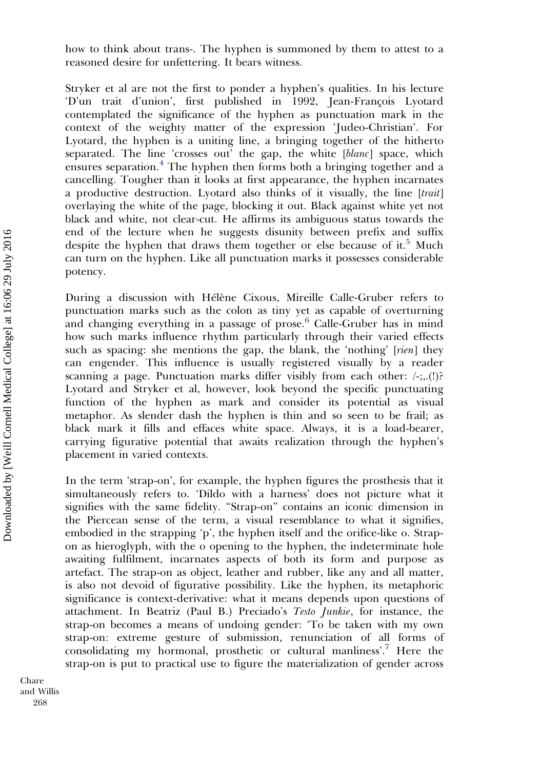how to think about trans-. The hyphen is summoned by them to attest to a reasoned desire for unfettering. It bears witness.

Stryker et al are not the first to ponder a hyphen's qualities. In his lecture 'D'un trait d'union', first published in 1992, Jean-François Lyotard contemplated the significance of the hyphen as punctuation mark in the context of the weighty matter of the expression 'Judeo-Christian'. For Lyotard, the hyphen is a uniting line, a bringing together of the hitherto separated. The line 'crosses out' the gap, the white [*blanc*] space, which ensures separation.[4] The hyphen then forms both a bringing together and a cancelling. Tougher than it looks at first appearance, the hyphen incarnates a productive destruction. Lyotard also thinks of it visually, the line [*trait*] overlaying the white of the page, blocking it out. Black against white yet not black and white, not clear-cut. He affirms its ambiguous status towards the end of the lecture when he suggests disunity between prefix and suffix despite the hyphen that draws them together or else because of it.[5] Much can turn on the hyphen. Like all punctuation marks it possesses considerable potency.

During a discussion with Hélène Cixous, Mireille Calle-Gruber refers to punctuation marks such as the colon as tiny yet as capable of overturning and changing everything in a passage of prose.[6] Calle-Gruber has in mind how such marks influence rhythm particularly through their varied effects such as spacing: she mentions the gap, the blank, the 'nothing' [*rien*] they can engender. This influence is usually registered visually by a reader scanning a page. Punctuation marks differ visibly from each other: /-;,.(!)? Lyotard and Stryker et al, however, look beyond the specific punctuating function of the hyphen as mark and consider its potential as visual metaphor. As slender dash the hyphen is thin and so seen to be frail; as black mark it fills and effaces white space. Always, it is a load-bearer, carrying figurative potential that awaits realization through the hyphen's placement in varied contexts.

In the term 'strap-on', for example, the hyphen figures the prosthesis that it simultaneously refers to. 'Dildo with a harness' does not picture what it signifies with the same fidelity. "Strap-on" contains an iconic dimension in the Piercean sense of the term, a visual resemblance to what it signifies, embodied in the strapping 'p', the hyphen itself and the orifice-like o. Strap-on as hieroglyph, with the o opening to the hyphen, the indeterminate hole awaiting fulfilment, incarnates aspects of both its form and purpose as artefact. The strap-on as object, leather and rubber, like any and all matter, is also not devoid of figurative possibility. Like the hyphen, its metaphoric significance is context-derivative: what it means depends upon questions of attachment. In Beatriz (Paul B.) Preciado's *Testo Junkie*, for instance, the strap-on becomes a means of undoing gender: 'To be taken with my own strap-on: extreme gesture of submission, renunciation of all forms of consolidating my hormonal, prosthetic or cultural manliness'.[7] Here the strap-on is put to practical use to figure the materialization of gender across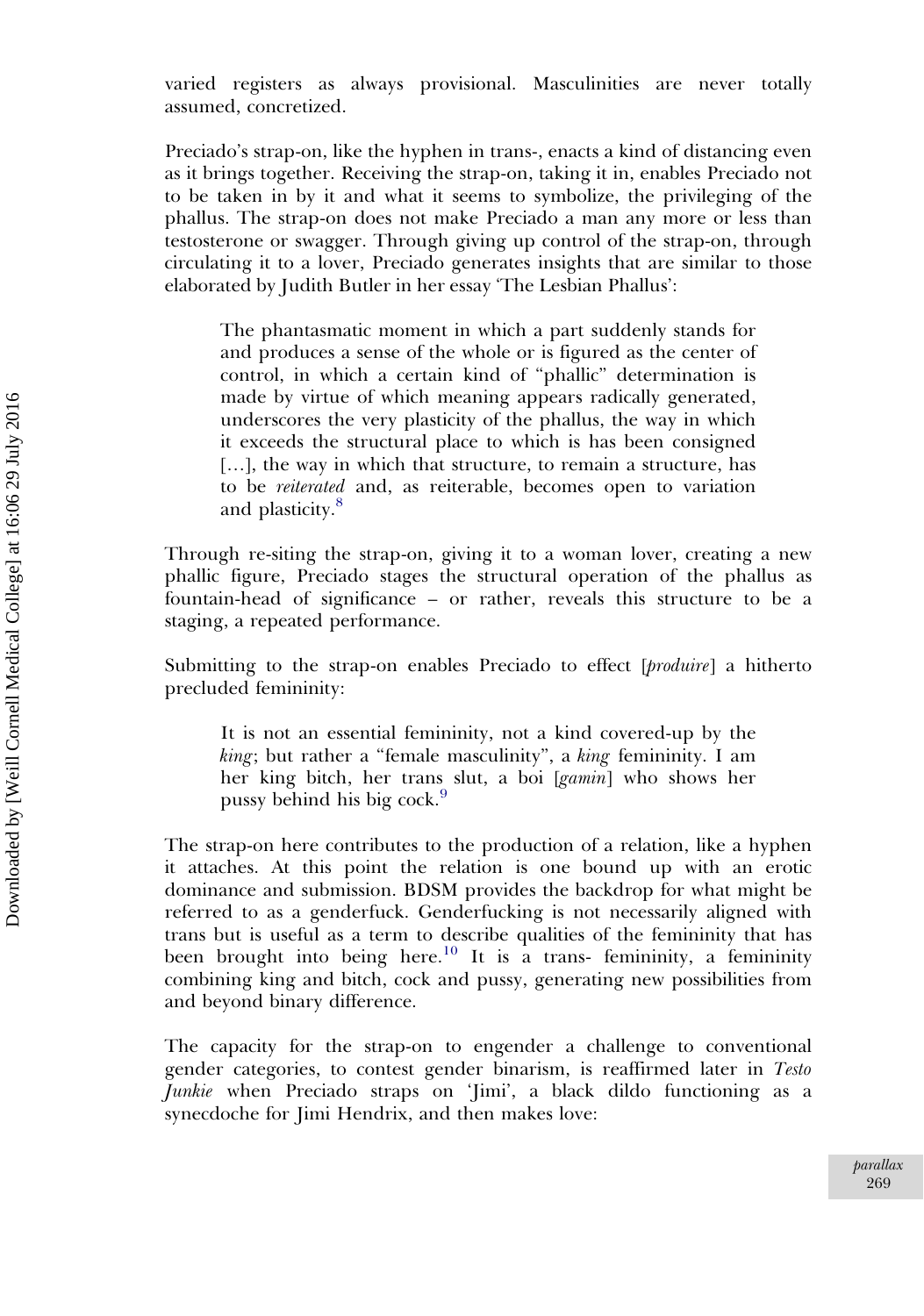varied registers as always provisional. Masculinities are never totally assumed, concretized.

Preciado's strap-on, like the hyphen in trans-, enacts a kind of distancing even as it brings together. Receiving the strap-on, taking it in, enables Preciado not to be taken in by it and what it seems to symbolize, the privileging of the phallus. The strap-on does not make Preciado a man any more or less than testosterone or swagger. Through giving up control of the strap-on, through circulating it to a lover, Preciado generates insights that are similar to those elaborated by Judith Butler in her essay 'The Lesbian Phallus':

> The phantasmatic moment in which a part suddenly stands for and produces a sense of the whole or is figured as the center of control, in which a certain kind of "phallic" determination is made by virtue of which meaning appears radically generated, underscores the very plasticity of the phallus, the way in which it exceeds the structural place to which is has been consigned [...], the way in which that structure, to remain a structure, has to be *reiterated* and, as reiterable, becomes open to variation and plasticity.[8]

Through re-siting the strap-on, giving it to a woman lover, creating a new phallic figure, Preciado stages the structural operation of the phallus as fountain-head of significance – or rather, reveals this structure to be a staging, a repeated performance.

Submitting to the strap-on enables Preciado to effect [*produire*] a hitherto precluded femininity:

> It is not an essential femininity, not a kind covered-up by the *king*; but rather a "female masculinity", a *king* femininity. I am her king bitch, her trans slut, a boi [*gamin*] who shows her pussy behind his big cock.[9]

The strap-on here contributes to the production of a relation, like a hyphen it attaches. At this point the relation is one bound up with an erotic dominance and submission. BDSM provides the backdrop for what might be referred to as a genderfuck. Genderfucking is not necessarily aligned with trans but is useful as a term to describe qualities of the femininity that has been brought into being here.[10] It is a trans- femininity, a femininity combining king and bitch, cock and pussy, generating new possibilities from and beyond binary difference.

The capacity for the strap-on to engender a challenge to conventional gender categories, to contest gender binarism, is reaffirmed later in *Testo Junkie* when Preciado straps on 'Jimi', a black dildo functioning as a synecdoche for Jimi Hendrix, and then makes love: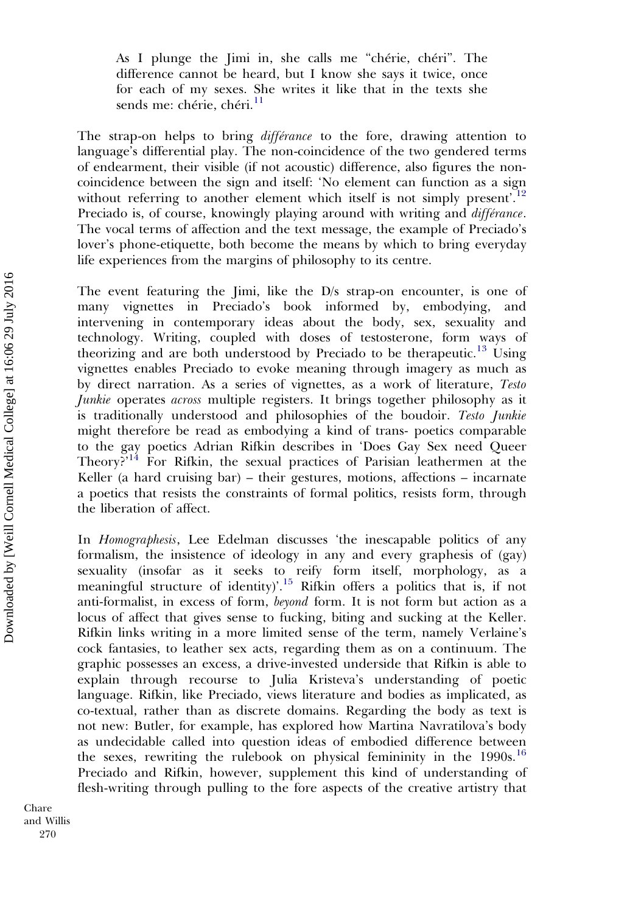> As I plunge the Jimi in, she calls me "chérie, chéri". The difference cannot be heard, but I know she says it twice, once for each of my sexes. She writes it like that in the texts she sends me: chérie, chéri.[11]

The strap-on helps to bring *différance* to the fore, drawing attention to language's differential play. The non-coincidence of the two gendered terms of endearment, their visible (if not acoustic) difference, also figures the non-coincidence between the sign and itself: 'No element can function as a sign without referring to another element which itself is not simply present'.[12] Preciado is, of course, knowingly playing around with writing and *différance*. The vocal terms of affection and the text message, the example of Preciado's lover's phone-etiquette, both become the means by which to bring everyday life experiences from the margins of philosophy to its centre.

The event featuring the Jimi, like the D/s strap-on encounter, is one of many vignettes in Preciado's book informed by, embodying, and intervening in contemporary ideas about the body, sex, sexuality and technology. Writing, coupled with doses of testosterone, form ways of theorizing and are both understood by Preciado to be therapeutic.[13] Using vignettes enables Preciado to evoke meaning through imagery as much as by direct narration. As a series of vignettes, as a work of literature, *Testo Junkie* operates *across* multiple registers. It brings together philosophy as it is traditionally understood and philosophies of the boudoir. *Testo Junkie* might therefore be read as embodying a kind of trans- poetics comparable to the gay poetics Adrian Rifkin describes in 'Does Gay Sex need Queer Theory?'[14] For Rifkin, the sexual practices of Parisian leathermen at the Keller (a hard cruising bar) – their gestures, motions, affections – incarnate a poetics that resists the constraints of formal politics, resists form, through the liberation of affect.

In *Homographesis*, Lee Edelman discusses 'the inescapable politics of any formalism, the insistence of ideology in any and every graphesis of (gay) sexuality (insofar as it seeks to reify form itself, morphology, as a meaningful structure of identity)'.[15] Rifkin offers a politics that is, if not anti-formalist, in excess of form, *beyond* form. It is not form but action as a locus of affect that gives sense to fucking, biting and sucking at the Keller. Rifkin links writing in a more limited sense of the term, namely Verlaine's cock fantasies, to leather sex acts, regarding them as on a continuum. The graphic possesses an excess, a drive-invested underside that Rifkin is able to explain through recourse to Julia Kristeva's understanding of poetic language. Rifkin, like Preciado, views literature and bodies as implicated, as co-textual, rather than as discrete domains. Regarding the body as text is not new: Butler, for example, has explored how Martina Navratilova's body as undecidable called into question ideas of embodied difference between the sexes, rewriting the rulebook on physical femininity in the 1990s.[16] Preciado and Rifkin, however, supplement this kind of understanding of flesh-writing through pulling to the fore aspects of the creative artistry that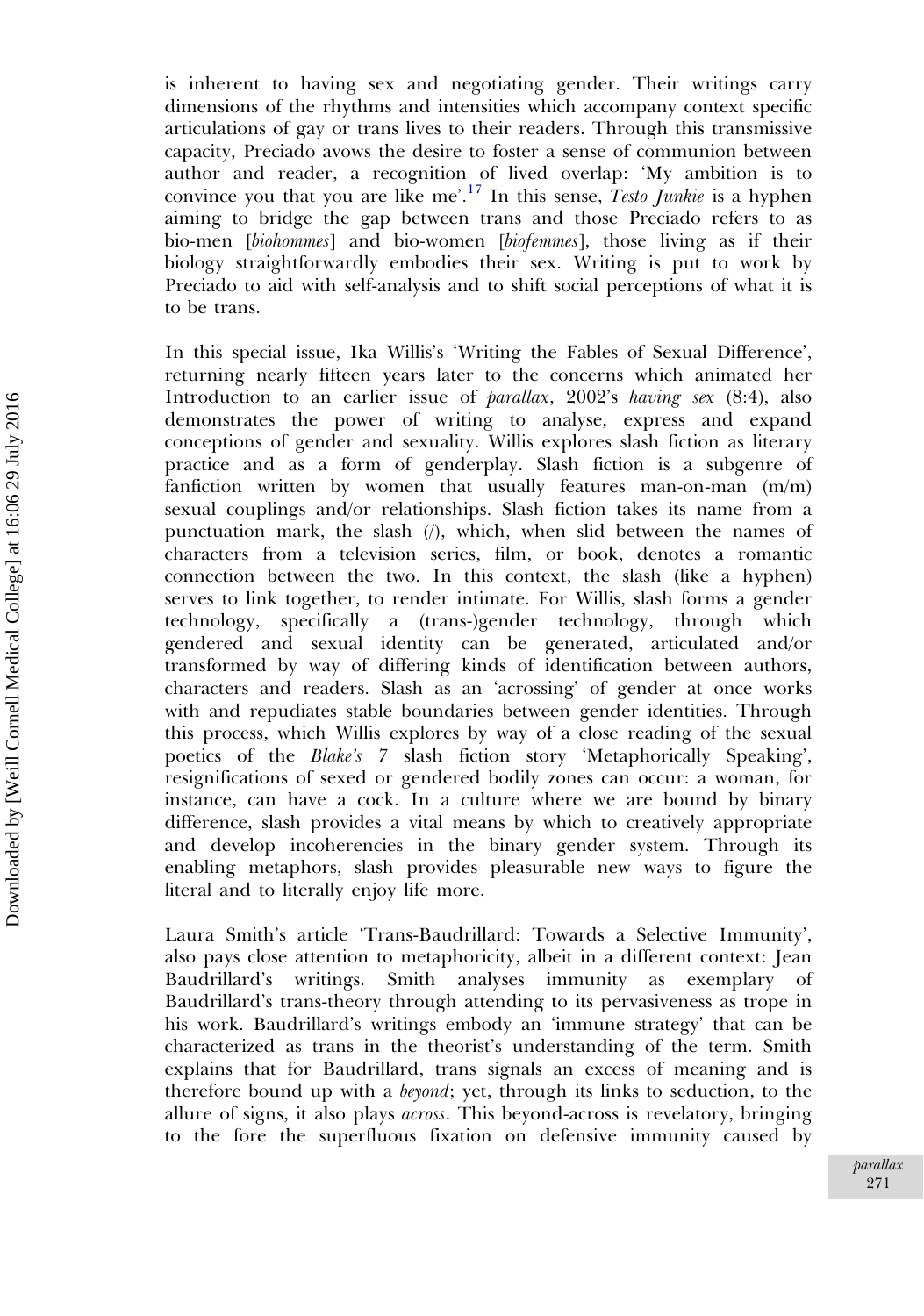is inherent to having sex and negotiating gender. Their writings carry dimensions of the rhythms and intensities which accompany context specific articulations of gay or trans lives to their readers. Through this transmissive capacity, Preciado avows the desire to foster a sense of communion between author and reader, a recognition of lived overlap: 'My ambition is to convince you that you are like me'.[17] In this sense, *Testo Junkie* is a hyphen aiming to bridge the gap between trans and those Preciado refers to as bio-men [*biohommes*] and bio-women [*biofemmes*], those living as if their biology straightforwardly embodies their sex. Writing is put to work by Preciado to aid with self-analysis and to shift social perceptions of what it is to be trans.

In this special issue, Ika Willis's 'Writing the Fables of Sexual Difference', returning nearly fifteen years later to the concerns which animated her Introduction to an earlier issue of *parallax*, 2002's *having sex* (8:4), also demonstrates the power of writing to analyse, express and expand conceptions of gender and sexuality. Willis explores slash fiction as literary practice and as a form of genderplay. Slash fiction is a subgenre of fanfiction written by women that usually features man-on-man (m/m) sexual couplings and/or relationships. Slash fiction takes its name from a punctuation mark, the slash (/), which, when slid between the names of characters from a television series, film, or book, denotes a romantic connection between the two. In this context, the slash (like a hyphen) serves to link together, to render intimate. For Willis, slash forms a gender technology, specifically a (trans-)gender technology, through which gendered and sexual identity can be generated, articulated and/or transformed by way of differing kinds of identification between authors, characters and readers. Slash as an 'acrossing' of gender at once works with and repudiates stable boundaries between gender identities. Through this process, which Willis explores by way of a close reading of the sexual poetics of the *Blake's 7* slash fiction story 'Metaphorically Speaking', resignifications of sexed or gendered bodily zones can occur: a woman, for instance, can have a cock. In a culture where we are bound by binary difference, slash provides a vital means by which to creatively appropriate and develop incoherencies in the binary gender system. Through its enabling metaphors, slash provides pleasurable new ways to figure the literal and to literally enjoy life more.

Laura Smith's article 'Trans-Baudrillard: Towards a Selective Immunity', also pays close attention to metaphoricity, albeit in a different context: Jean Baudrillard's writings. Smith analyses immunity as exemplary of Baudrillard's trans-theory through attending to its pervasiveness as trope in his work. Baudrillard's writings embody an 'immune strategy' that can be characterized as trans in the theorist's understanding of the term. Smith explains that for Baudrillard, trans signals an excess of meaning and is therefore bound up with a *beyond*; yet, through its links to seduction, to the allure of signs, it also plays *across*. This beyond-across is revelatory, bringing to the fore the superfluous fixation on defensive immunity caused by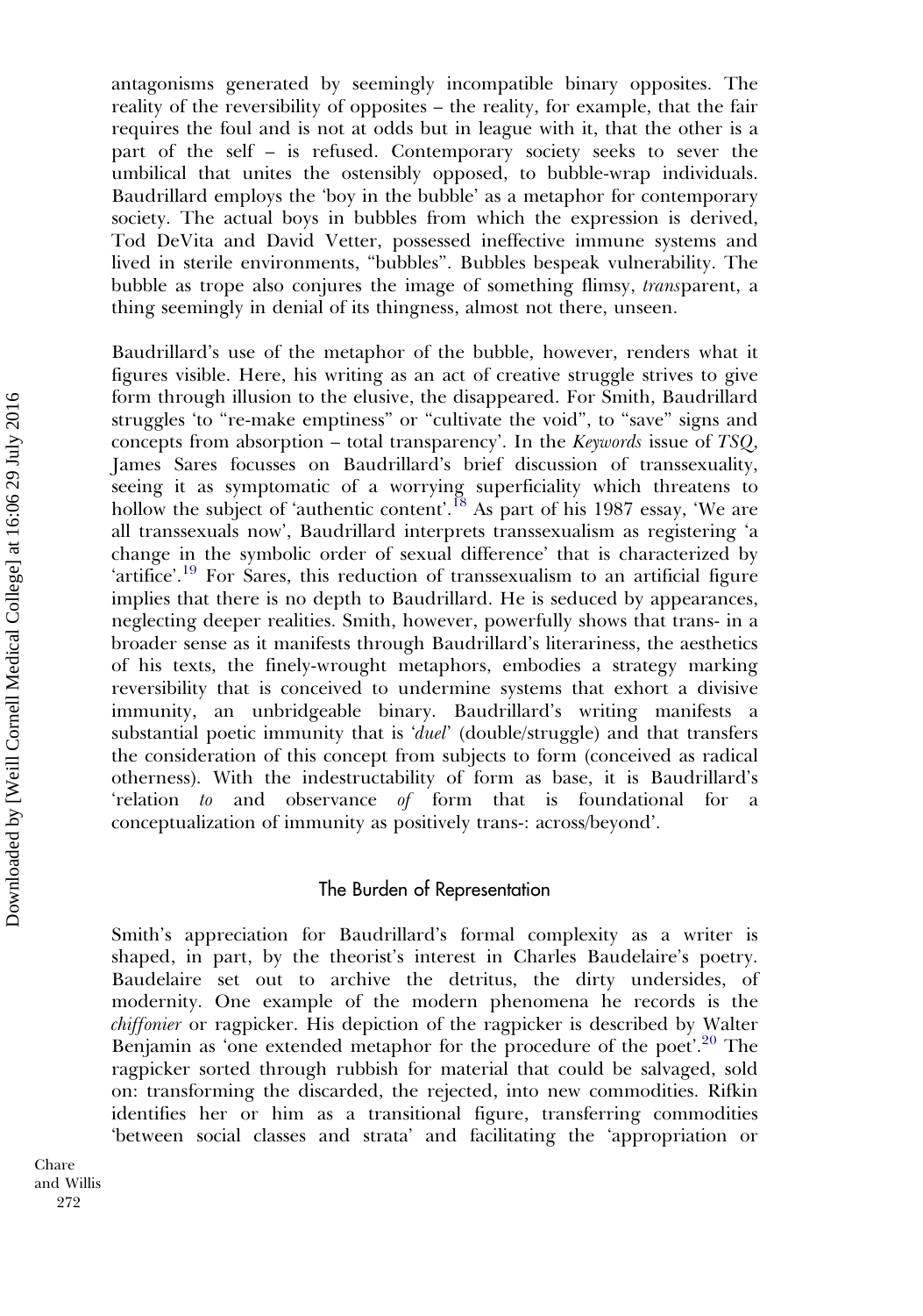antagonisms generated by seemingly incompatible binary opposites. The reality of the reversibility of opposites – the reality, for example, that the fair requires the foul and is not at odds but in league with it, that the other is a part of the self – is refused. Contemporary society seeks to sever the umbilical that unites the ostensibly opposed, to bubble-wrap individuals. Baudrillard employs the 'boy in the bubble' as a metaphor for contemporary society. The actual boys in bubbles from which the expression is derived, Tod DeVita and David Vetter, possessed ineffective immune systems and lived in sterile environments, "bubbles". Bubbles bespeak vulnerability. The bubble as trope also conjures the image of something flimsy, *trans*parent, a thing seemingly in denial of its thingness, almost not there, unseen.

Baudrillard's use of the metaphor of the bubble, however, renders what it figures visible. Here, his writing as an act of creative struggle strives to give form through illusion to the elusive, the disappeared. For Smith, Baudrillard struggles 'to "re-make emptiness" or "cultivate the void", to "save" signs and concepts from absorption – total transparency'. In the *Keywords* issue of *TSQ*, James Sares focusses on Baudrillard's brief discussion of transsexuality, seeing it as symptomatic of a worrying superficiality which threatens to hollow the subject of 'authentic content'.[18] As part of his 1987 essay, 'We are all transsexuals now', Baudrillard interprets transsexualism as registering 'a change in the symbolic order of sexual difference' that is characterized by 'artifice'.[19] For Sares, this reduction of transsexualism to an artificial figure implies that there is no depth to Baudrillard. He is seduced by appearances, neglecting deeper realities. Smith, however, powerfully shows that trans- in a broader sense as it manifests through Baudrillard's literariness, the aesthetics of his texts, the finely-wrought metaphors, embodies a strategy marking reversibility that is conceived to undermine systems that exhort a divisive immunity, an unbridgeable binary. Baudrillard's writing manifests a substantial poetic immunity that is '*duel*' (double/struggle) and that transfers the consideration of this concept from subjects to form (conceived as radical otherness). With the indestructability of form as base, it is Baudrillard's 'relation *to* and observance *of* form that is foundational for a conceptualization of immunity as positively trans-: across/beyond'.

## The Burden of Representation

Smith's appreciation for Baudrillard's formal complexity as a writer is shaped, in part, by the theorist's interest in Charles Baudelaire's poetry. Baudelaire set out to archive the detritus, the dirty undersides, of modernity. One example of the modern phenomena he records is the *chiffonier* or ragpicker. His depiction of the ragpicker is described by Walter Benjamin as 'one extended metaphor for the procedure of the poet'.[20] The ragpicker sorted through rubbish for material that could be salvaged, sold on: transforming the discarded, the rejected, into new commodities. Rifkin identifies her or him as a transitional figure, transferring commodities 'between social classes and strata' and facilitating the 'appropriation or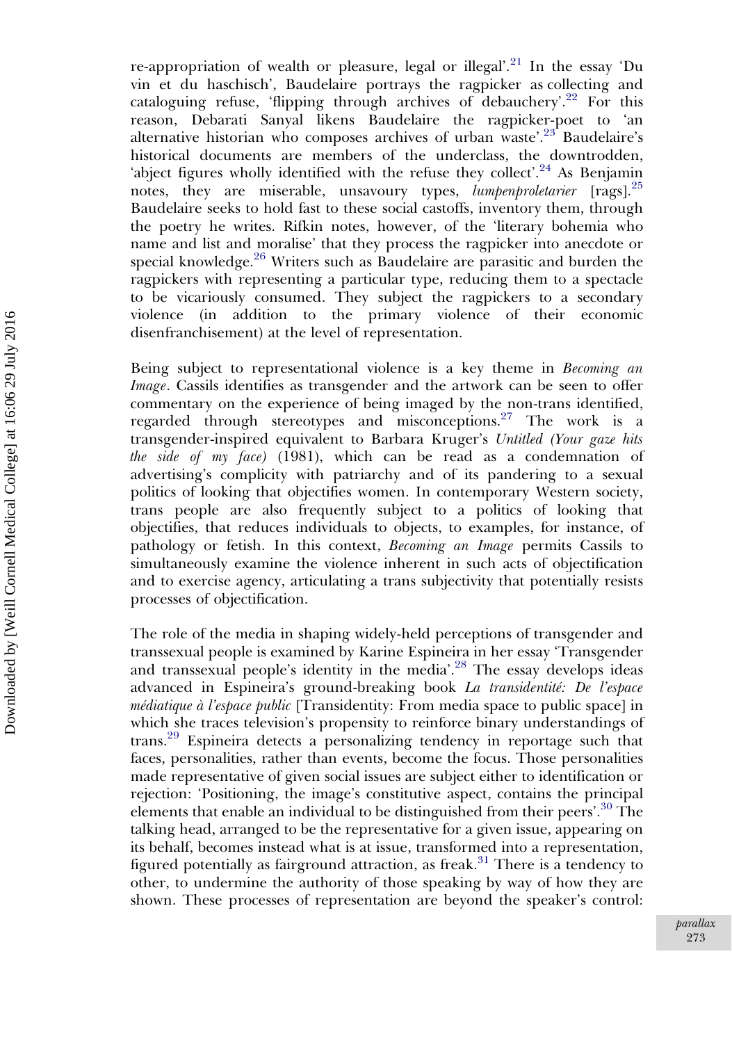re-appropriation of wealth or pleasure, legal or illegal'.[21] In the essay 'Du vin et du haschisch', Baudelaire portrays the ragpicker as collecting and cataloguing refuse, 'flipping through archives of debauchery'.[22] For this reason, Debarati Sanyal likens Baudelaire the ragpicker-poet to 'an alternative historian who composes archives of urban waste'.[23] Baudelaire's historical documents are members of the underclass, the downtrodden, 'abject figures wholly identified with the refuse they collect'.[24] As Benjamin notes, they are miserable, unsavoury types, *lumpenproletarier* [rags].[25] Baudelaire seeks to hold fast to these social castoffs, inventory them, through the poetry he writes. Rifkin notes, however, of the 'literary bohemia who name and list and moralise' that they process the ragpicker into anecdote or special knowledge.[26] Writers such as Baudelaire are parasitic and burden the ragpickers with representing a particular type, reducing them to a spectacle to be vicariously consumed. They subject the ragpickers to a secondary violence (in addition to the primary violence of their economic disenfranchisement) at the level of representation.

Being subject to representational violence is a key theme in *Becoming an Image*. Cassils identifies as transgender and the artwork can be seen to offer commentary on the experience of being imaged by the non-trans identified, regarded through stereotypes and misconceptions.[27] The work is a transgender-inspired equivalent to Barbara Kruger's *Untitled (Your gaze hits the side of my face)* (1981), which can be read as a condemnation of advertising's complicity with patriarchy and of its pandering to a sexual politics of looking that objectifies women. In contemporary Western society, trans people are also frequently subject to a politics of looking that objectifies, that reduces individuals to objects, to examples, for instance, of pathology or fetish. In this context, *Becoming an Image* permits Cassils to simultaneously examine the violence inherent in such acts of objectification and to exercise agency, articulating a trans subjectivity that potentially resists processes of objectification.

The role of the media in shaping widely-held perceptions of transgender and transsexual people is examined by Karine Espineira in her essay 'Transgender and transsexual people's identity in the media'.[28] The essay develops ideas advanced in Espineira's ground-breaking book *La transidentité: De l'espace médiatique à l'espace public* [Transidentity: From media space to public space] in which she traces television's propensity to reinforce binary understandings of trans.[29] Espineira detects a personalizing tendency in reportage such that faces, personalities, rather than events, become the focus. Those personalities made representative of given social issues are subject either to identification or rejection: 'Positioning, the image's constitutive aspect, contains the principal elements that enable an individual to be distinguished from their peers'.[30] The talking head, arranged to be the representative for a given issue, appearing on its behalf, becomes instead what is at issue, transformed into a representation, figured potentially as fairground attraction, as freak.[31] There is a tendency to other, to undermine the authority of those speaking by way of how they are shown. These processes of representation are beyond the speaker's control: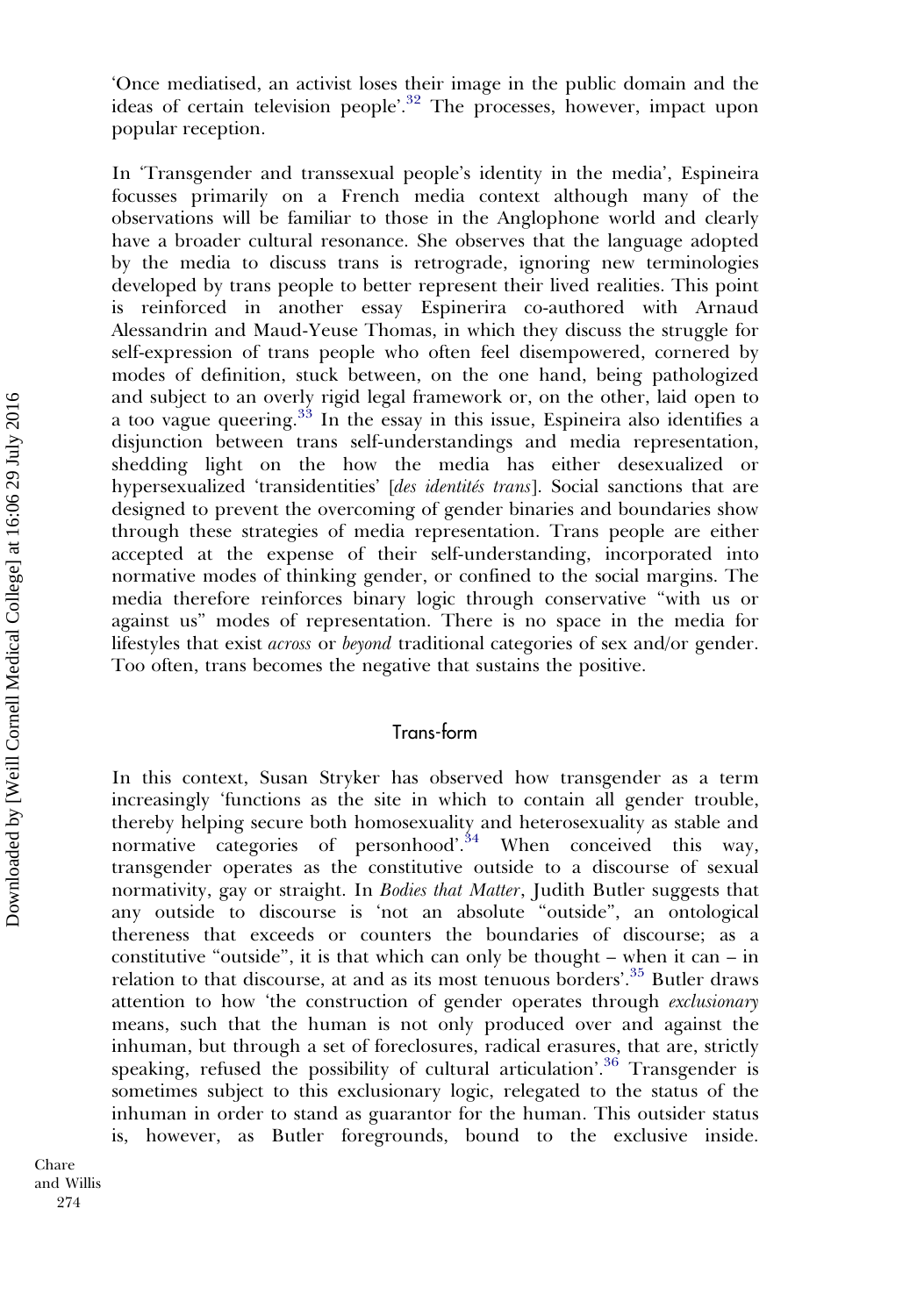'Once mediatised, an activist loses their image in the public domain and the ideas of certain television people'.[32] The processes, however, impact upon popular reception.

In 'Transgender and transsexual people's identity in the media', Espineira focusses primarily on a French media context although many of the observations will be familiar to those in the Anglophone world and clearly have a broader cultural resonance. She observes that the language adopted by the media to discuss trans is retrograde, ignoring new terminologies developed by trans people to better represent their lived realities. This point is reinforced in another essay Espinerira co-authored with Arnaud Alessandrin and Maud-Yeuse Thomas, in which they discuss the struggle for self-expression of trans people who often feel disempowered, cornered by modes of definition, stuck between, on the one hand, being pathologized and subject to an overly rigid legal framework or, on the other, laid open to a too vague queering.[33] In the essay in this issue, Espineira also identifies a disjunction between trans self-understandings and media representation, shedding light on the how the media has either desexualized or hypersexualized 'transidentities' [*des identités trans*]. Social sanctions that are designed to prevent the overcoming of gender binaries and boundaries show through these strategies of media representation. Trans people are either accepted at the expense of their self-understanding, incorporated into normative modes of thinking gender, or confined to the social margins. The media therefore reinforces binary logic through conservative "with us or against us" modes of representation. There is no space in the media for lifestyles that exist *across* or *beyond* traditional categories of sex and/or gender. Too often, trans becomes the negative that sustains the positive.

## Trans-form

In this context, Susan Stryker has observed how transgender as a term increasingly 'functions as the site in which to contain all gender trouble, thereby helping secure both homosexuality and heterosexuality as stable and normative categories of personhood'.[34] When conceived this way, transgender operates as the constitutive outside to a discourse of sexual normativity, gay or straight. In *Bodies that Matter*, Judith Butler suggests that any outside to discourse is 'not an absolute "outside", an ontological thereness that exceeds or counters the boundaries of discourse; as a constitutive "outside", it is that which can only be thought – when it can – in relation to that discourse, at and as its most tenuous borders'.[35] Butler draws attention to how 'the construction of gender operates through *exclusionary* means, such that the human is not only produced over and against the inhuman, but through a set of foreclosures, radical erasures, that are, strictly speaking, refused the possibility of cultural articulation'.[36] Transgender is sometimes subject to this exclusionary logic, relegated to the status of the inhuman in order to stand as guarantor for the human. This outsider status is, however, as Butler foregrounds, bound to the exclusive inside.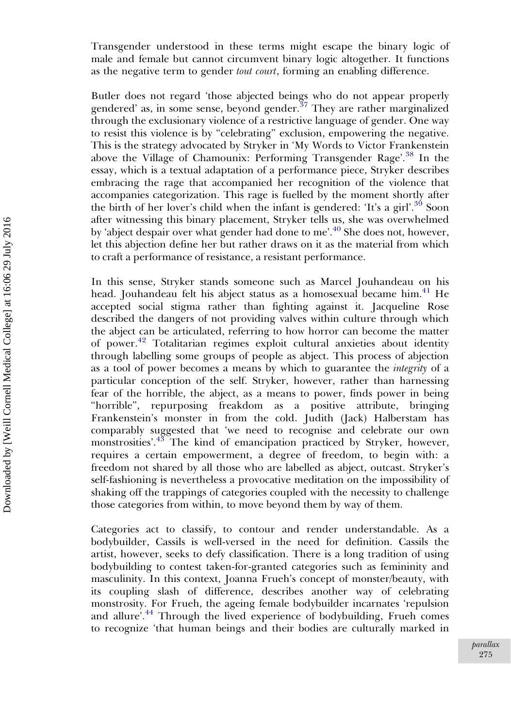Transgender understood in these terms might escape the binary logic of male and female but cannot circumvent binary logic altogether. It functions as the negative term to gender *tout court*, forming an enabling difference.

Butler does not regard 'those abjected beings who do not appear properly gendered' as, in some sense, beyond gender.[37] They are rather marginalized through the exclusionary violence of a restrictive language of gender. One way to resist this violence is by "celebrating" exclusion, empowering the negative. This is the strategy advocated by Stryker in 'My Words to Victor Frankenstein above the Village of Chamounix: Performing Transgender Rage'.[38] In the essay, which is a textual adaptation of a performance piece, Stryker describes embracing the rage that accompanied her recognition of the violence that accompanies categorization. This rage is fuelled by the moment shortly after the birth of her lover's child when the infant is gendered: 'It's a girl'.[39] Soon after witnessing this binary placement, Stryker tells us, she was overwhelmed by 'abject despair over what gender had done to me'.[40] She does not, however, let this abjection define her but rather draws on it as the material from which to craft a performance of resistance, a resistant performance.

In this sense, Stryker stands someone such as Marcel Jouhandeau on his head. Jouhandeau felt his abject status as a homosexual became him.[41] He accepted social stigma rather than fighting against it. Jacqueline Rose described the dangers of not providing valves within culture through which the abject can be articulated, referring to how horror can become the matter of power.[42] Totalitarian regimes exploit cultural anxieties about identity through labelling some groups of people as abject. This process of abjection as a tool of power becomes a means by which to guarantee the *integrity* of a particular conception of the self. Stryker, however, rather than harnessing fear of the horrible, the abject, as a means to power, finds power in being "horrible", repurposing freakdom as a positive attribute, bringing Frankenstein's monster in from the cold. Judith (Jack) Halberstam has comparably suggested that 'we need to recognise and celebrate our own monstrosities'.[43] The kind of emancipation practiced by Stryker, however, requires a certain empowerment, a degree of freedom, to begin with: a freedom not shared by all those who are labelled as abject, outcast. Stryker's self-fashioning is nevertheless a provocative meditation on the impossibility of shaking off the trappings of categories coupled with the necessity to challenge those categories from within, to move beyond them by way of them.

Categories act to classify, to contour and render understandable. As a bodybuilder, Cassils is well-versed in the need for definition. Cassils the artist, however, seeks to defy classification. There is a long tradition of using bodybuilding to contest taken-for-granted categories such as femininity and masculinity. In this context, Joanna Frueh's concept of monster/beauty, with its coupling slash of difference, describes another way of celebrating monstrosity. For Frueh, the ageing female bodybuilder incarnates 'repulsion and allure'.[44] Through the lived experience of bodybuilding, Frueh comes to recognize 'that human beings and their bodies are culturally marked in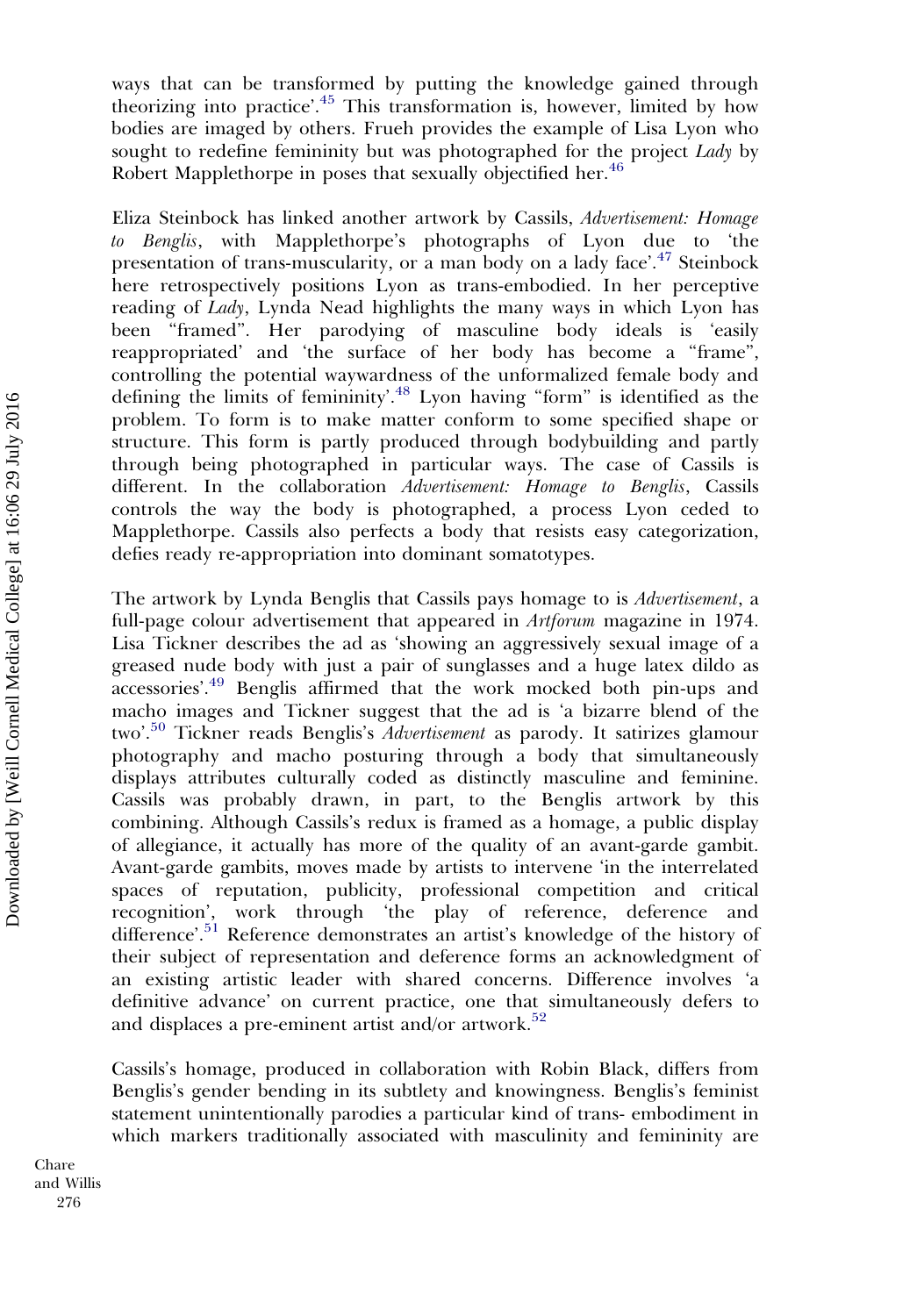ways that can be transformed by putting the knowledge gained through theorizing into practice'.[45] This transformation is, however, limited by how bodies are imaged by others. Frueh provides the example of Lisa Lyon who sought to redefine femininity but was photographed for the project *Lady* by Robert Mapplethorpe in poses that sexually objectified her.[46]

Eliza Steinbock has linked another artwork by Cassils, *Advertisement: Homage to Benglis*, with Mapplethorpe's photographs of Lyon due to 'the presentation of trans-muscularity, or a man body on a lady face'.[47] Steinbock here retrospectively positions Lyon as trans-embodied. In her perceptive reading of *Lady*, Lynda Nead highlights the many ways in which Lyon has been "framed". Her parodying of masculine body ideals is 'easily reappropriated' and 'the surface of her body has become a "frame", controlling the potential waywardness of the unformalized female body and defining the limits of femininity'.[48] Lyon having "form" is identified as the problem. To form is to make matter conform to some specified shape or structure. This form is partly produced through bodybuilding and partly through being photographed in particular ways. The case of Cassils is different. In the collaboration *Advertisement: Homage to Benglis*, Cassils controls the way the body is photographed, a process Lyon ceded to Mapplethorpe. Cassils also perfects a body that resists easy categorization, defies ready re-appropriation into dominant somatotypes.

The artwork by Lynda Benglis that Cassils pays homage to is *Advertisement*, a full-page colour advertisement that appeared in *Artforum* magazine in 1974. Lisa Tickner describes the ad as 'showing an aggressively sexual image of a greased nude body with just a pair of sunglasses and a huge latex dildo as accessories'.[49] Benglis affirmed that the work mocked both pin-ups and macho images and Tickner suggest that the ad is 'a bizarre blend of the two'.[50] Tickner reads Benglis's *Advertisement* as parody. It satirizes glamour photography and macho posturing through a body that simultaneously displays attributes culturally coded as distinctly masculine and feminine. Cassils was probably drawn, in part, to the Benglis artwork by this combining. Although Cassils's redux is framed as a homage, a public display of allegiance, it actually has more of the quality of an avant-garde gambit. Avant-garde gambits, moves made by artists to intervene 'in the interrelated spaces of reputation, publicity, professional competition and critical recognition', work through 'the play of reference, deference and difference'.[51] Reference demonstrates an artist's knowledge of the history of their subject of representation and deference forms an acknowledgment of an existing artistic leader with shared concerns. Difference involves 'a definitive advance' on current practice, one that simultaneously defers to and displaces a pre-eminent artist and/or artwork.[52]

Cassils's homage, produced in collaboration with Robin Black, differs from Benglis's gender bending in its subtlety and knowingness. Benglis's feminist statement unintentionally parodies a particular kind of trans- embodiment in which markers traditionally associated with masculinity and femininity are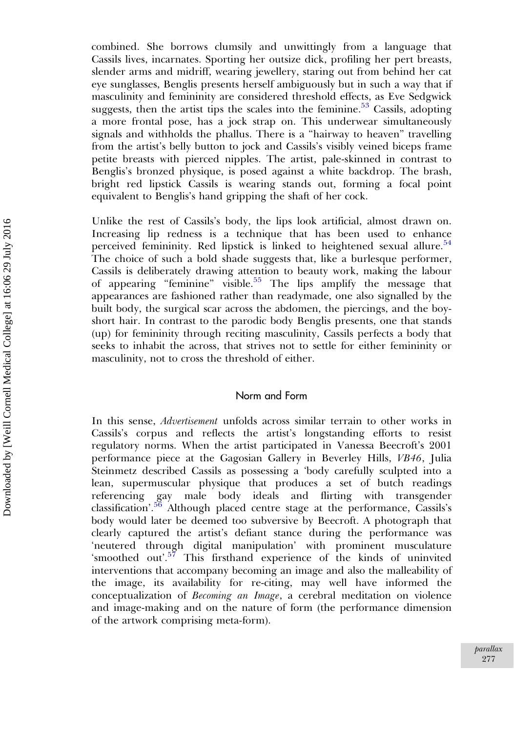combined. She borrows clumsily and unwittingly from a language that Cassils lives, incarnates. Sporting her outsize dick, profiling her pert breasts, slender arms and midriff, wearing jewellery, staring out from behind her cat eye sunglasses, Benglis presents herself ambiguously but in such a way that if masculinity and femininity are considered threshold effects, as Eve Sedgwick suggests, then the artist tips the scales into the feminine.[53] Cassils, adopting a more frontal pose, has a jock strap on. This underwear simultaneously signals and withholds the phallus. There is a "hairway to heaven" travelling from the artist's belly button to jock and Cassils's visibly veined biceps frame petite breasts with pierced nipples. The artist, pale-skinned in contrast to Benglis's bronzed physique, is posed against a white backdrop. The brash, bright red lipstick Cassils is wearing stands out, forming a focal point equivalent to Benglis's hand gripping the shaft of her cock.

Unlike the rest of Cassils's body, the lips look artificial, almost drawn on. Increasing lip redness is a technique that has been used to enhance perceived femininity. Red lipstick is linked to heightened sexual allure.[54] The choice of such a bold shade suggests that, like a burlesque performer, Cassils is deliberately drawing attention to beauty work, making the labour of appearing "feminine" visible.[55] The lips amplify the message that appearances are fashioned rather than readymade, one also signalled by the built body, the surgical scar across the abdomen, the piercings, and the boy-short hair. In contrast to the parodic body Benglis presents, one that stands (up) for femininity through reciting masculinity, Cassils perfects a body that seeks to inhabit the across, that strives not to settle for either femininity or masculinity, not to cross the threshold of either.

## Norm and Form

In this sense, *Advertisement* unfolds across similar terrain to other works in Cassils's corpus and reflects the artist's longstanding efforts to resist regulatory norms. When the artist participated in Vanessa Beecroft's 2001 performance piece at the Gagosian Gallery in Beverley Hills, *VB46*, Julia Steinmetz described Cassils as possessing a 'body carefully sculpted into a lean, supermuscular physique that produces a set of butch readings referencing gay male body ideals and flirting with transgender classification'.[56] Although placed centre stage at the performance, Cassils's body would later be deemed too subversive by Beecroft. A photograph that clearly captured the artist's defiant stance during the performance was 'neutered through digital manipulation' with prominent musculature 'smoothed out'.[57] This firsthand experience of the kinds of uninvited interventions that accompany becoming an image and also the malleability of the image, its availability for re-citing, may well have informed the conceptualization of *Becoming an Image*, a cerebral meditation on violence and image-making and on the nature of form (the performance dimension of the artwork comprising meta-form).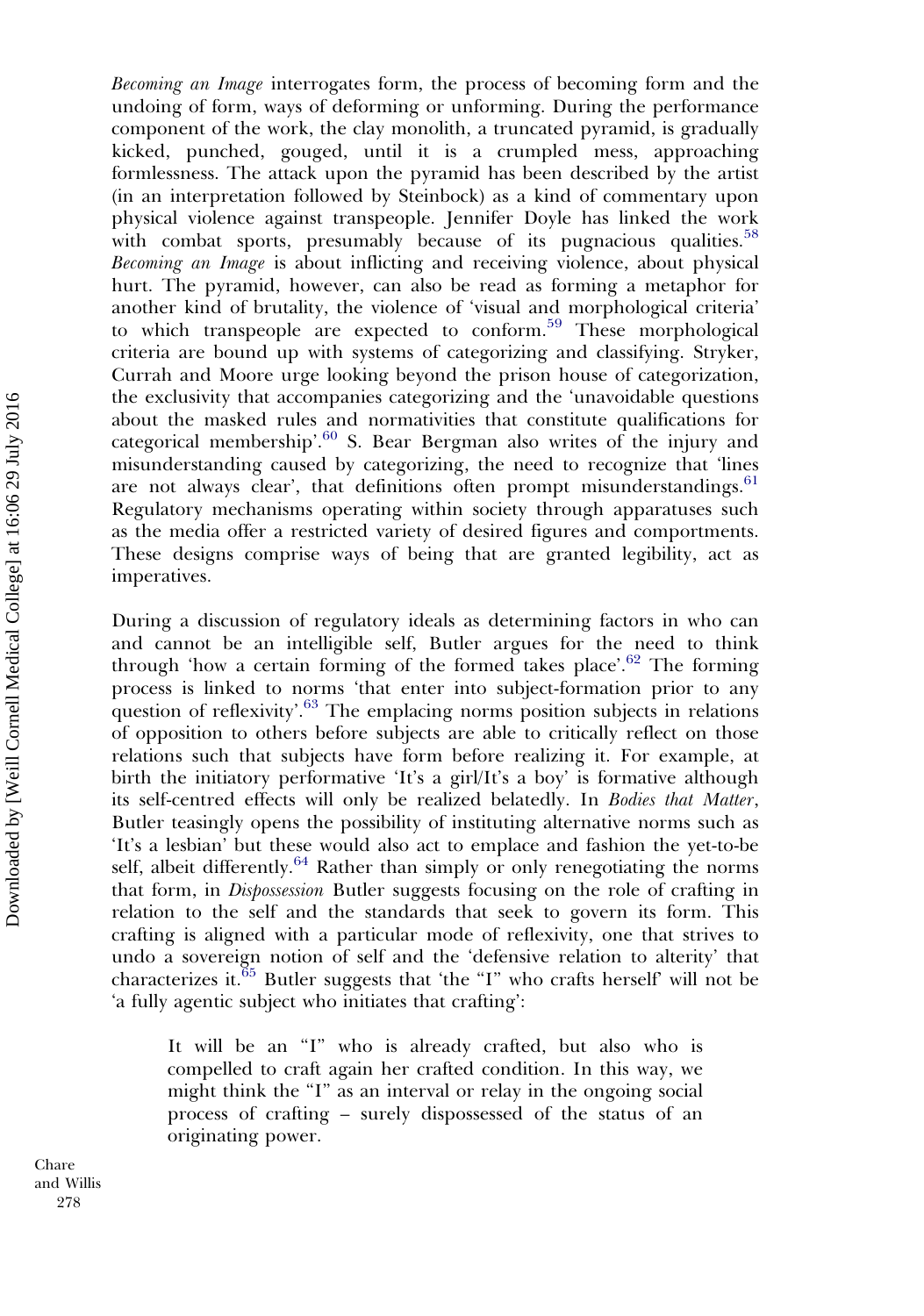*Becoming an Image* interrogates form, the process of becoming form and the undoing of form, ways of deforming or unforming. During the performance component of the work, the clay monolith, a truncated pyramid, is gradually kicked, punched, gouged, until it is a crumpled mess, approaching formlessness. The attack upon the pyramid has been described by the artist (in an interpretation followed by Steinbock) as a kind of commentary upon physical violence against transpeople. Jennifer Doyle has linked the work with combat sports, presumably because of its pugnacious qualities.[58] *Becoming an Image* is about inflicting and receiving violence, about physical hurt. The pyramid, however, can also be read as forming a metaphor for another kind of brutality, the violence of 'visual and morphological criteria' to which transpeople are expected to conform.[59] These morphological criteria are bound up with systems of categorizing and classifying. Stryker, Currah and Moore urge looking beyond the prison house of categorization, the exclusivity that accompanies categorizing and the 'unavoidable questions about the masked rules and normativities that constitute qualifications for categorical membership'.[60] S. Bear Bergman also writes of the injury and misunderstanding caused by categorizing, the need to recognize that 'lines are not always clear', that definitions often prompt misunderstandings.[61] Regulatory mechanisms operating within society through apparatuses such as the media offer a restricted variety of desired figures and comportments. These designs comprise ways of being that are granted legibility, act as imperatives.

During a discussion of regulatory ideals as determining factors in who can and cannot be an intelligible self, Butler argues for the need to think through 'how a certain forming of the formed takes place'.[62] The forming process is linked to norms 'that enter into subject-formation prior to any question of reflexivity'.[63] The emplacing norms position subjects in relations of opposition to others before subjects are able to critically reflect on those relations such that subjects have form before realizing it. For example, at birth the initiatory performative 'It's a girl/It's a boy' is formative although its self-centred effects will only be realized belatedly. In *Bodies that Matter*, Butler teasingly opens the possibility of instituting alternative norms such as 'It's a lesbian' but these would also act to emplace and fashion the yet-to-be self, albeit differently.[64] Rather than simply or only renegotiating the norms that form, in *Dispossession* Butler suggests focusing on the role of crafting in relation to the self and the standards that seek to govern its form. This crafting is aligned with a particular mode of reflexivity, one that strives to undo a sovereign notion of self and the 'defensive relation to alterity' that characterizes it.[65] Butler suggests that 'the "I" who crafts herself' will not be 'a fully agentic subject who initiates that crafting':

> It will be an "I" who is already crafted, but also who is compelled to craft again her crafted condition. In this way, we might think the "I" as an interval or relay in the ongoing social process of crafting – surely dispossessed of the status of an originating power.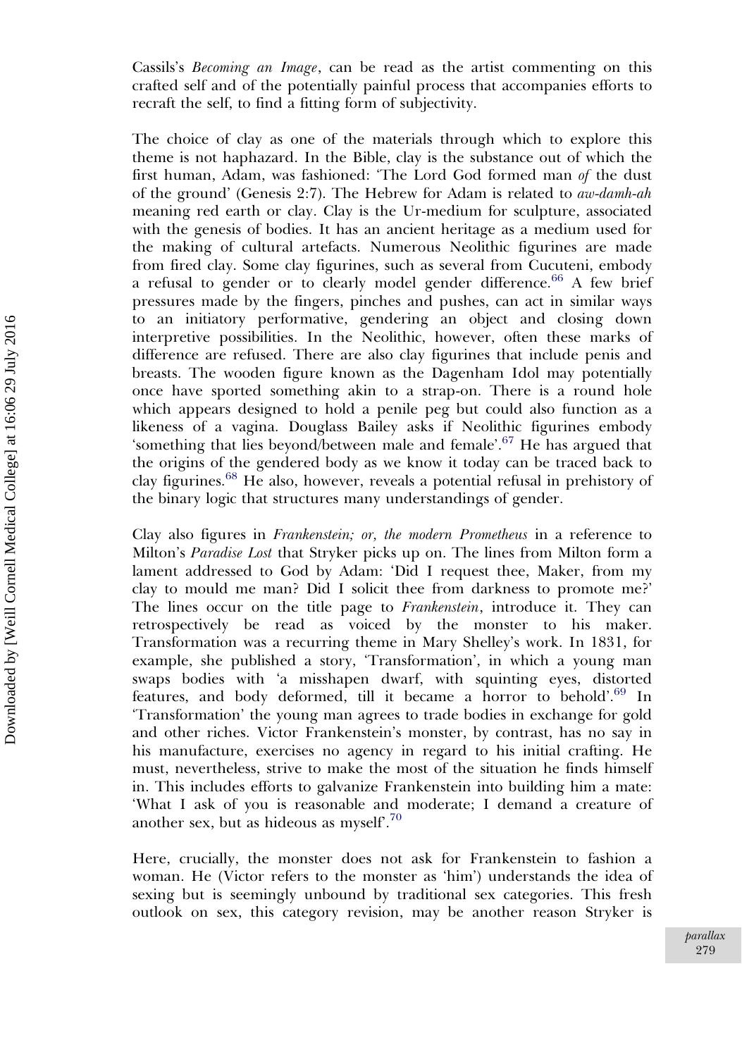Cassils's *Becoming an Image*, can be read as the artist commenting on this crafted self and of the potentially painful process that accompanies efforts to recraft the self, to find a fitting form of subjectivity.

The choice of clay as one of the materials through which to explore this theme is not haphazard. In the Bible, clay is the substance out of which the first human, Adam, was fashioned: 'The Lord God formed man *of* the dust of the ground' (Genesis 2:7). The Hebrew for Adam is related to *aw-damh-ah* meaning red earth or clay. Clay is the Ur-medium for sculpture, associated with the genesis of bodies. It has an ancient heritage as a medium used for the making of cultural artefacts. Numerous Neolithic figurines are made from fired clay. Some clay figurines, such as several from Cucuteni, embody a refusal to gender or to clearly model gender difference.[66] A few brief pressures made by the fingers, pinches and pushes, can act in similar ways to an initiatory performative, gendering an object and closing down interpretive possibilities. In the Neolithic, however, often these marks of difference are refused. There are also clay figurines that include penis and breasts. The wooden figure known as the Dagenham Idol may potentially once have sported something akin to a strap-on. There is a round hole which appears designed to hold a penile peg but could also function as a likeness of a vagina. Douglass Bailey asks if Neolithic figurines embody 'something that lies beyond/between male and female'.[67] He has argued that the origins of the gendered body as we know it today can be traced back to clay figurines.[68] He also, however, reveals a potential refusal in prehistory of the binary logic that structures many understandings of gender.

Clay also figures in *Frankenstein; or, the modern Prometheus* in a reference to Milton's *Paradise Lost* that Stryker picks up on. The lines from Milton form a lament addressed to God by Adam: 'Did I request thee, Maker, from my clay to mould me man? Did I solicit thee from darkness to promote me?' The lines occur on the title page to *Frankenstein*, introduce it. They can retrospectively be read as voiced by the monster to his maker. Transformation was a recurring theme in Mary Shelley's work. In 1831, for example, she published a story, 'Transformation', in which a young man swaps bodies with 'a misshapen dwarf, with squinting eyes, distorted features, and body deformed, till it became a horror to behold'.[69] In 'Transformation' the young man agrees to trade bodies in exchange for gold and other riches. Victor Frankenstein's monster, by contrast, has no say in his manufacture, exercises no agency in regard to his initial crafting. He must, nevertheless, strive to make the most of the situation he finds himself in. This includes efforts to galvanize Frankenstein into building him a mate: 'What I ask of you is reasonable and moderate; I demand a creature of another sex, but as hideous as myself'.[70]

Here, crucially, the monster does not ask for Frankenstein to fashion a woman. He (Victor refers to the monster as 'him') understands the idea of sexing but is seemingly unbound by traditional sex categories. This fresh outlook on sex, this category revision, may be another reason Stryker is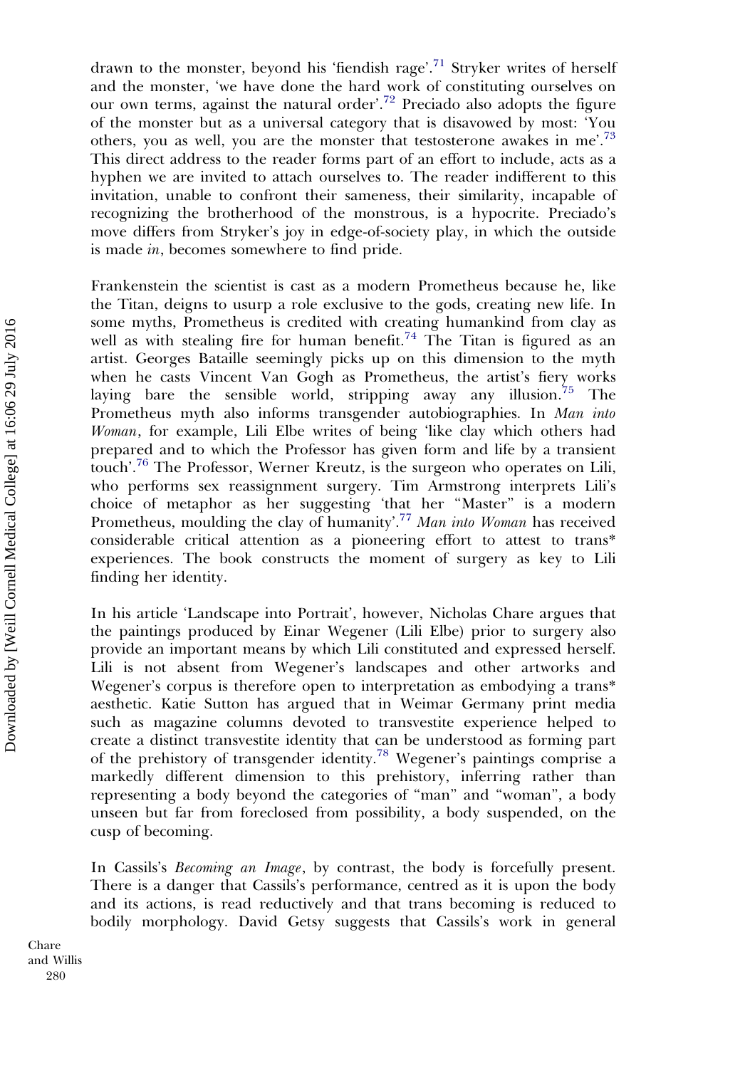drawn to the monster, beyond his 'fiendish rage'.[71] Stryker writes of herself and the monster, 'we have done the hard work of constituting ourselves on our own terms, against the natural order'.[72] Preciado also adopts the figure of the monster but as a universal category that is disavowed by most: 'You others, you as well, you are the monster that testosterone awakes in me'.[73] This direct address to the reader forms part of an effort to include, acts as a hyphen we are invited to attach ourselves to. The reader indifferent to this invitation, unable to confront their sameness, their similarity, incapable of recognizing the brotherhood of the monstrous, is a hypocrite. Preciado's move differs from Stryker's joy in edge-of-society play, in which the outside is made *in*, becomes somewhere to find pride.

Frankenstein the scientist is cast as a modern Prometheus because he, like the Titan, deigns to usurp a role exclusive to the gods, creating new life. In some myths, Prometheus is credited with creating humankind from clay as well as with stealing fire for human benefit.[74] The Titan is figured as an artist. Georges Bataille seemingly picks up on this dimension to the myth when he casts Vincent Van Gogh as Prometheus, the artist's fiery works laying bare the sensible world, stripping away any illusion.[75] The Prometheus myth also informs transgender autobiographies. In *Man into Woman*, for example, Lili Elbe writes of being 'like clay which others had prepared and to which the Professor has given form and life by a transient touch'.[76] The Professor, Werner Kreutz, is the surgeon who operates on Lili, who performs sex reassignment surgery. Tim Armstrong interprets Lili's choice of metaphor as her suggesting 'that her "Master" is a modern Prometheus, moulding the clay of humanity'.[77] *Man into Woman* has received considerable critical attention as a pioneering effort to attest to trans* experiences. The book constructs the moment of surgery as key to Lili finding her identity.

In his article 'Landscape into Portrait', however, Nicholas Chare argues that the paintings produced by Einar Wegener (Lili Elbe) prior to surgery also provide an important means by which Lili constituted and expressed herself. Lili is not absent from Wegener's landscapes and other artworks and Wegener's corpus is therefore open to interpretation as embodying a trans* aesthetic. Katie Sutton has argued that in Weimar Germany print media such as magazine columns devoted to transvestite experience helped to create a distinct transvestite identity that can be understood as forming part of the prehistory of transgender identity.[78] Wegener's paintings comprise a markedly different dimension to this prehistory, inferring rather than representing a body beyond the categories of "man" and "woman", a body unseen but far from foreclosed from possibility, a body suspended, on the cusp of becoming.

In Cassils's *Becoming an Image*, by contrast, the body is forcefully present. There is a danger that Cassils's performance, centred as it is upon the body and its actions, is read reductively and that trans becoming is reduced to bodily morphology. David Getsy suggests that Cassils's work in general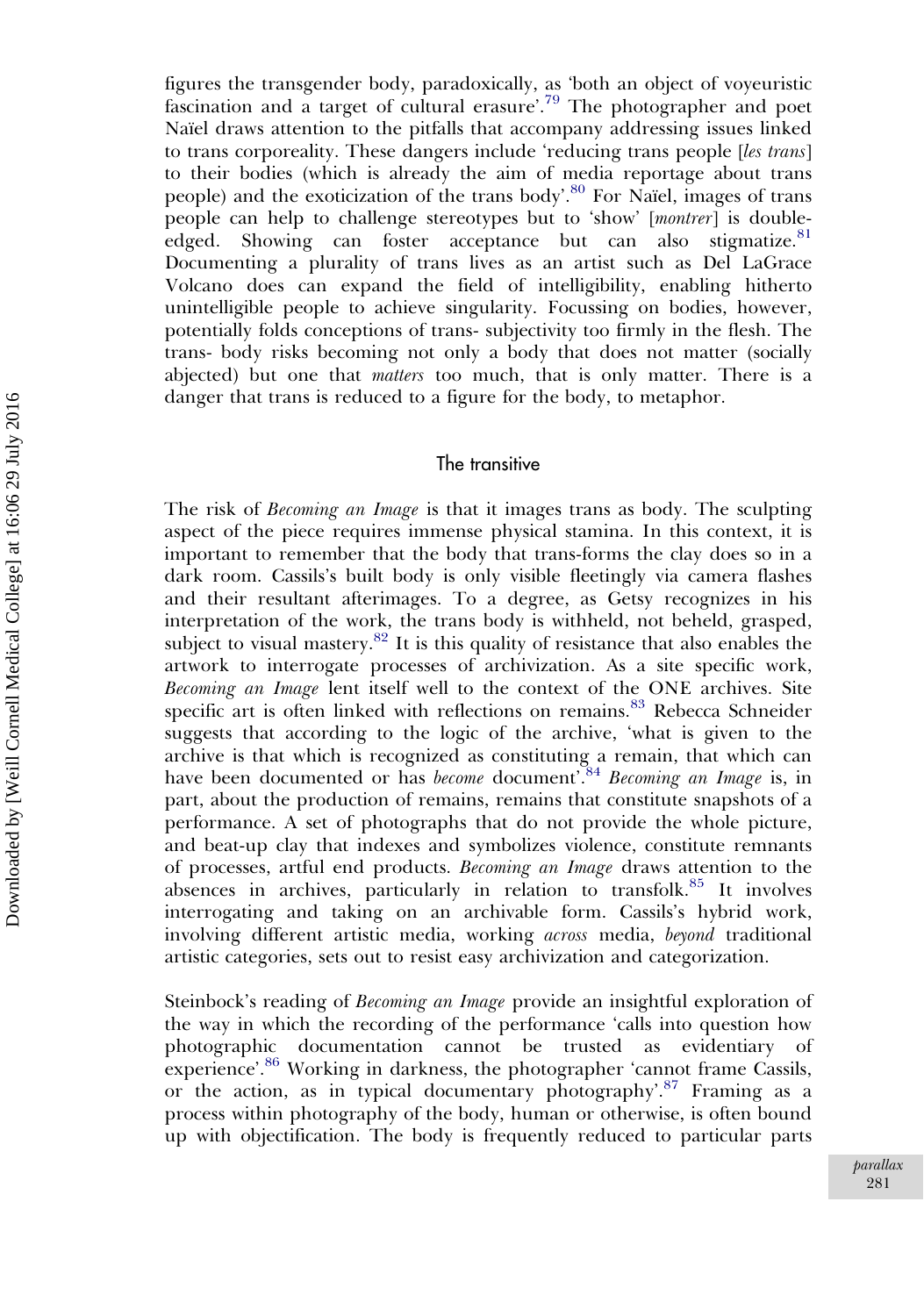figures the transgender body, paradoxically, as 'both an object of voyeuristic fascination and a target of cultural erasure'.[79] The photographer and poet Naïel draws attention to the pitfalls that accompany addressing issues linked to trans corporeality. These dangers include 'reducing trans people [*les trans*] to their bodies (which is already the aim of media reportage about trans people) and the exoticization of the trans body'.[80] For Naïel, images of trans people can help to challenge stereotypes but to 'show' [*montrer*] is double-edged. Showing can foster acceptance but can also stigmatize.[81] Documenting a plurality of trans lives as an artist such as Del LaGrace Volcano does can expand the field of intelligibility, enabling hitherto unintelligible people to achieve singularity. Focussing on bodies, however, potentially folds conceptions of trans- subjectivity too firmly in the flesh. The trans- body risks becoming not only a body that does not matter (socially abjected) but one that *matters* too much, that is only matter. There is a danger that trans is reduced to a figure for the body, to metaphor.

## The transitive

The risk of *Becoming an Image* is that it images trans as body. The sculpting aspect of the piece requires immense physical stamina. In this context, it is important to remember that the body that trans-forms the clay does so in a dark room. Cassils's built body is only visible fleetingly via camera flashes and their resultant afterimages. To a degree, as Getsy recognizes in his interpretation of the work, the trans body is withheld, not beheld, grasped, subject to visual mastery.[82] It is this quality of resistance that also enables the artwork to interrogate processes of archivization. As a site specific work, *Becoming an Image* lent itself well to the context of the ONE archives. Site specific art is often linked with reflections on remains.[83] Rebecca Schneider suggests that according to the logic of the archive, 'what is given to the archive is that which is recognized as constituting a remain, that which can have been documented or has *become* document'.[84] *Becoming an Image* is, in part, about the production of remains, remains that constitute snapshots of a performance. A set of photographs that do not provide the whole picture, and beat-up clay that indexes and symbolizes violence, constitute remnants of processes, artful end products. *Becoming an Image* draws attention to the absences in archives, particularly in relation to transfolk.[85] It involves interrogating and taking on an archivable form. Cassils's hybrid work, involving different artistic media, working *across* media, *beyond* traditional artistic categories, sets out to resist easy archivization and categorization.

Steinbock's reading of *Becoming an Image* provide an insightful exploration of the way in which the recording of the performance 'calls into question how photographic documentation cannot be trusted as evidentiary of experience'.[86] Working in darkness, the photographer 'cannot frame Cassils, or the action, as in typical documentary photography'.[87] Framing as a process within photography of the body, human or otherwise, is often bound up with objectification. The body is frequently reduced to particular parts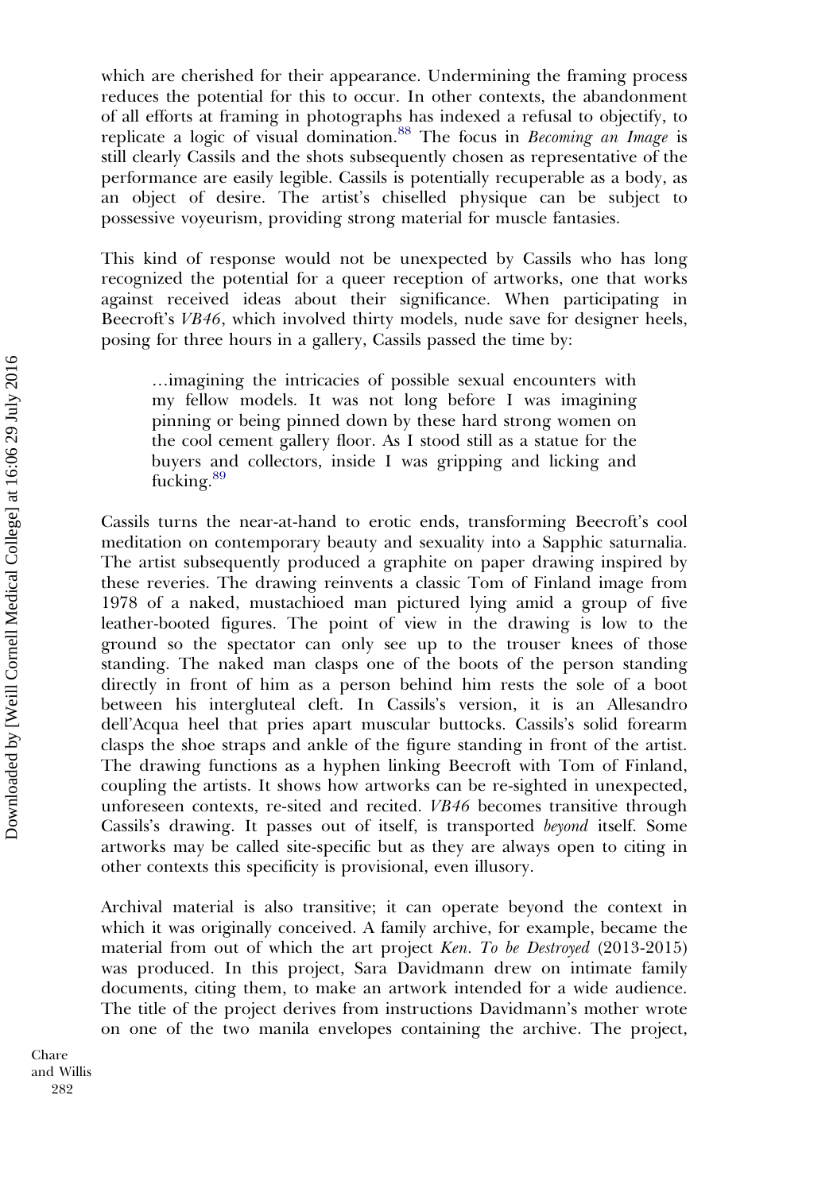which are cherished for their appearance. Undermining the framing process reduces the potential for this to occur. In other contexts, the abandonment of all efforts at framing in photographs has indexed a refusal to objectify, to replicate a logic of visual domination.[88] The focus in *Becoming an Image* is still clearly Cassils and the shots subsequently chosen as representative of the performance are easily legible. Cassils is potentially recuperable as a body, as an object of desire. The artist's chiselled physique can be subject to possessive voyeurism, providing strong material for muscle fantasies.

This kind of response would not be unexpected by Cassils who has long recognized the potential for a queer reception of artworks, one that works against received ideas about their significance. When participating in Beecroft's *VB46*, which involved thirty models, nude save for designer heels, posing for three hours in a gallery, Cassils passed the time by:

> …imagining the intricacies of possible sexual encounters with my fellow models. It was not long before I was imagining pinning or being pinned down by these hard strong women on the cool cement gallery floor. As I stood still as a statue for the buyers and collectors, inside I was gripping and licking and fucking.[89]

Cassils turns the near-at-hand to erotic ends, transforming Beecroft's cool meditation on contemporary beauty and sexuality into a Sapphic saturnalia. The artist subsequently produced a graphite on paper drawing inspired by these reveries. The drawing reinvents a classic Tom of Finland image from 1978 of a naked, mustachioed man pictured lying amid a group of five leather-booted figures. The point of view in the drawing is low to the ground so the spectator can only see up to the trouser knees of those standing. The naked man clasps one of the boots of the person standing directly in front of him as a person behind him rests the sole of a boot between his intergluteal cleft. In Cassils's version, it is an Allesandro dell'Acqua heel that pries apart muscular buttocks. Cassils's solid forearm clasps the shoe straps and ankle of the figure standing in front of the artist. The drawing functions as a hyphen linking Beecroft with Tom of Finland, coupling the artists. It shows how artworks can be re-sighted in unexpected, unforeseen contexts, re-sited and recited. *VB46* becomes transitive through Cassils's drawing. It passes out of itself, is transported *beyond* itself. Some artworks may be called site-specific but as they are always open to citing in other contexts this specificity is provisional, even illusory.

Archival material is also transitive; it can operate beyond the context in which it was originally conceived. A family archive, for example, became the material from out of which the art project *Ken. To be Destroyed* (2013-2015) was produced. In this project, Sara Davidmann drew on intimate family documents, citing them, to make an artwork intended for a wide audience. The title of the project derives from instructions Davidmann's mother wrote on one of the two manila envelopes containing the archive. The project,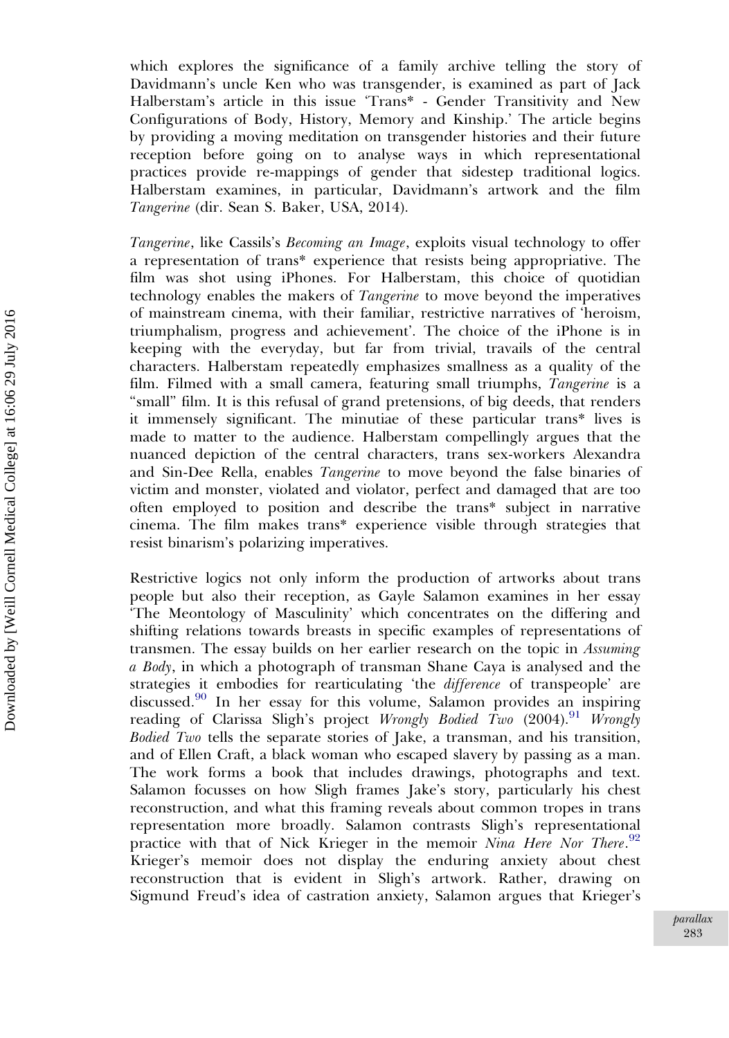which explores the significance of a family archive telling the story of Davidmann's uncle Ken who was transgender, is examined as part of Jack Halberstam's article in this issue 'Trans* - Gender Transitivity and New Configurations of Body, History, Memory and Kinship.' The article begins by providing a moving meditation on transgender histories and their future reception before going on to analyse ways in which representational practices provide re-mappings of gender that sidestep traditional logics. Halberstam examines, in particular, Davidmann's artwork and the film *Tangerine* (dir. Sean S. Baker, USA, 2014).

*Tangerine*, like Cassils's *Becoming an Image*, exploits visual technology to offer a representation of trans* experience that resists being appropriative. The film was shot using iPhones. For Halberstam, this choice of quotidian technology enables the makers of *Tangerine* to move beyond the imperatives of mainstream cinema, with their familiar, restrictive narratives of 'heroism, triumphalism, progress and achievement'. The choice of the iPhone is in keeping with the everyday, but far from trivial, travails of the central characters. Halberstam repeatedly emphasizes smallness as a quality of the film. Filmed with a small camera, featuring small triumphs, *Tangerine* is a "small" film. It is this refusal of grand pretensions, of big deeds, that renders it immensely significant. The minutiae of these particular trans* lives is made to matter to the audience. Halberstam compellingly argues that the nuanced depiction of the central characters, trans sex-workers Alexandra and Sin-Dee Rella, enables *Tangerine* to move beyond the false binaries of victim and monster, violated and violator, perfect and damaged that are too often employed to position and describe the trans* subject in narrative cinema. The film makes trans* experience visible through strategies that resist binarism's polarizing imperatives.

Restrictive logics not only inform the production of artworks about trans people but also their reception, as Gayle Salamon examines in her essay 'The Meontology of Masculinity' which concentrates on the differing and shifting relations towards breasts in specific examples of representations of transmen. The essay builds on her earlier research on the topic in *Assuming a Body*, in which a photograph of transman Shane Caya is analysed and the strategies it embodies for rearticulating 'the *difference* of transpeople' are discussed.[90] In her essay for this volume, Salamon provides an inspiring reading of Clarissa Sligh's project *Wrongly Bodied Two* (2004).[91] *Wrongly Bodied Two* tells the separate stories of Jake, a transman, and his transition, and of Ellen Craft, a black woman who escaped slavery by passing as a man. The work forms a book that includes drawings, photographs and text. Salamon focusses on how Sligh frames Jake's story, particularly his chest reconstruction, and what this framing reveals about common tropes in trans representation more broadly. Salamon contrasts Sligh's representational practice with that of Nick Krieger in the memoir *Nina Here Nor There*.[92] Krieger's memoir does not display the enduring anxiety about chest reconstruction that is evident in Sligh's artwork. Rather, drawing on Sigmund Freud's idea of castration anxiety, Salamon argues that Krieger's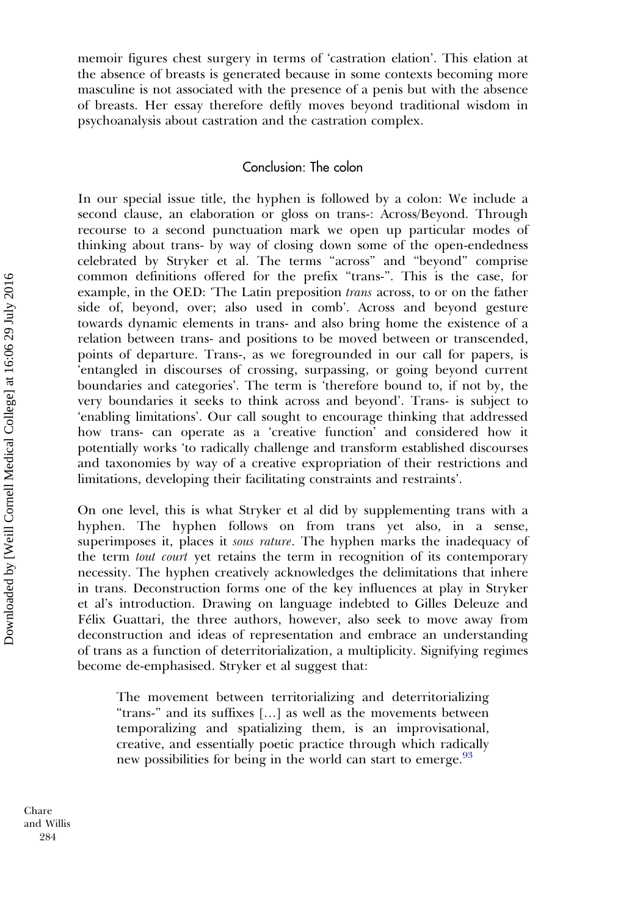memoir figures chest surgery in terms of 'castration elation'. This elation at the absence of breasts is generated because in some contexts becoming more masculine is not associated with the presence of a penis but with the absence of breasts. Her essay therefore deftly moves beyond traditional wisdom in psychoanalysis about castration and the castration complex.

## Conclusion: The colon

In our special issue title, the hyphen is followed by a colon: We include a second clause, an elaboration or gloss on trans-: Across/Beyond. Through recourse to a second punctuation mark we open up particular modes of thinking about trans- by way of closing down some of the open-endedness celebrated by Stryker et al. The terms "across" and "beyond" comprise common definitions offered for the prefix "trans-". This is the case, for example, in the OED: 'The Latin preposition *trans* across, to or on the father side of, beyond, over; also used in comb'. Across and beyond gesture towards dynamic elements in trans- and also bring home the existence of a relation between trans- and positions to be moved between or transcended, points of departure. Trans-, as we foregrounded in our call for papers, is 'entangled in discourses of crossing, surpassing, or going beyond current boundaries and categories'. The term is 'therefore bound to, if not by, the very boundaries it seeks to think across and beyond'. Trans- is subject to 'enabling limitations'. Our call sought to encourage thinking that addressed how trans- can operate as a 'creative function' and considered how it potentially works 'to radically challenge and transform established discourses and taxonomies by way of a creative expropriation of their restrictions and limitations, developing their facilitating constraints and restraints'.

On one level, this is what Stryker et al did by supplementing trans with a hyphen. The hyphen follows on from trans yet also, in a sense, superimposes it, places it *sous rature*. The hyphen marks the inadequacy of the term *tout court* yet retains the term in recognition of its contemporary necessity. The hyphen creatively acknowledges the delimitations that inhere in trans. Deconstruction forms one of the key influences at play in Stryker et al's introduction. Drawing on language indebted to Gilles Deleuze and Félix Guattari, the three authors, however, also seek to move away from deconstruction and ideas of representation and embrace an understanding of trans as a function of deterritorialization, a multiplicity. Signifying regimes become de-emphasised. Stryker et al suggest that:

> The movement between territorializing and deterritorializing "trans-" and its suffixes [...] as well as the movements between temporalizing and spatializing them, is an improvisational, creative, and essentially poetic practice through which radically new possibilities for being in the world can start to emerge.[93]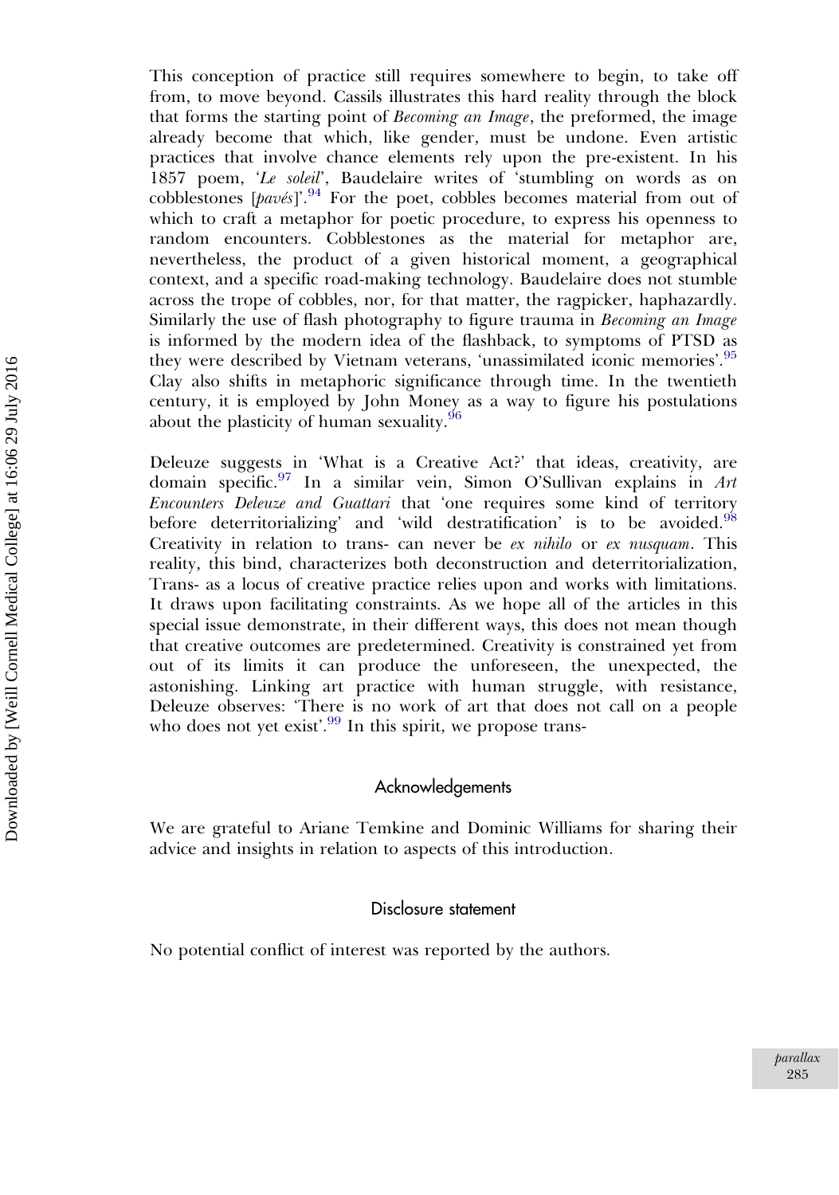This conception of practice still requires somewhere to begin, to take off from, to move beyond. Cassils illustrates this hard reality through the block that forms the starting point of *Becoming an Image*, the preformed, the image already become that which, like gender, must be undone. Even artistic practices that involve chance elements rely upon the pre-existent. In his 1857 poem, '*Le soleil*', Baudelaire writes of 'stumbling on words as on cobblestones [*pavés*]'.[94] For the poet, cobbles becomes material from out of which to craft a metaphor for poetic procedure, to express his openness to random encounters. Cobblestones as the material for metaphor are, nevertheless, the product of a given historical moment, a geographical context, and a specific road-making technology. Baudelaire does not stumble across the trope of cobbles, nor, for that matter, the ragpicker, haphazardly. Similarly the use of flash photography to figure trauma in *Becoming an Image* is informed by the modern idea of the flashback, to symptoms of PTSD as they were described by Vietnam veterans, 'unassimilated iconic memories'.[95] Clay also shifts in metaphoric significance through time. In the twentieth century, it is employed by John Money as a way to figure his postulations about the plasticity of human sexuality.[96]

Deleuze suggests in 'What is a Creative Act?' that ideas, creativity, are domain specific.[97] In a similar vein, Simon O'Sullivan explains in *Art Encounters Deleuze and Guattari* that 'one requires some kind of territory before deterritorializing' and 'wild destratification' is to be avoided.[98] Creativity in relation to trans- can never be *ex nihilo* or *ex nusquam*. This reality, this bind, characterizes both deconstruction and deterritorialization, Trans- as a locus of creative practice relies upon and works with limitations. It draws upon facilitating constraints. As we hope all of the articles in this special issue demonstrate, in their different ways, this does not mean though that creative outcomes are predetermined. Creativity is constrained yet from out of its limits it can produce the unforeseen, the unexpected, the astonishing. Linking art practice with human struggle, with resistance, Deleuze observes: 'There is no work of art that does not call on a people who does not yet exist'.[99] In this spirit, we propose trans-

## Acknowledgements

We are grateful to Ariane Temkine and Dominic Williams for sharing their advice and insights in relation to aspects of this introduction.

## Disclosure statement

No potential conflict of interest was reported by the authors.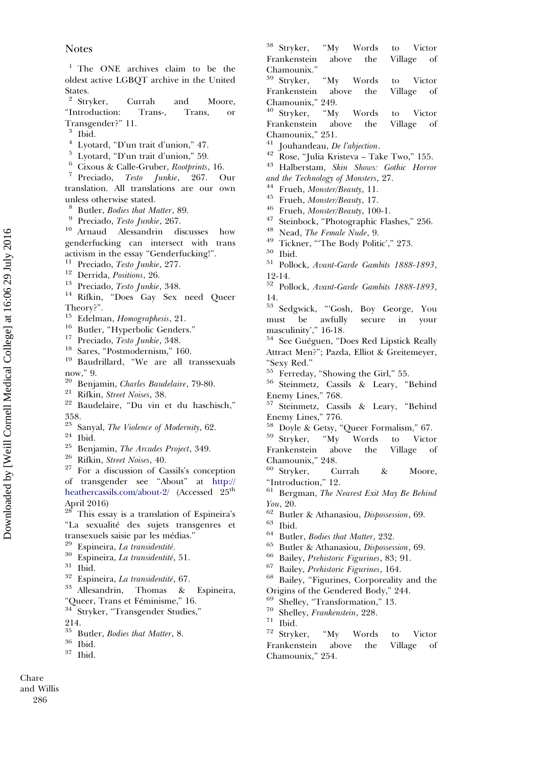## Notes

[1] The ONE archives claim to be the oldest active LGBQT archive in the United States.

[2] Stryker, Currah and Moore, "Introduction: Trans-, Trans, or Transgender?" 11.

[3] Ibid.

[4] Lyotard, "D'un trait d'union," 47.

[5] Lyotard, "D'un trait d'union," 59.

[6] Cixous & Calle-Gruber, *Rootprints*, 16.

[7] Preciado, *Testo Junkie*, 267. Our translation. All translations are our own unless otherwise stated.

[8] Butler, *Bodies that Matter*, 89.

[9] Preciado, *Testo Junkie*, 267.

[10] Arnaud Alessandrin discusses how genderfucking can intersect with trans activism in the essay "Genderfucking!".

[11] Preciado, *Testo Junkie*, 277.

[12] Derrida, *Positions*, 26.

[13] Preciado, *Testo Junkie*, 348.

[14] Rifkin, "Does Gay Sex need Queer Theory?".

[15] Edelman, *Homographesis*, 21.

[16] Butler, "Hyperbolic Genders."

[17] Preciado, *Testo Junkie*, 348.

[18] Sares, "Postmodernism," 160.

[19] Baudrillard, "We are all transsexuals now," 9.

[20] Benjamin, *Charles Baudelaire*, 79-80.

[21] Rifkin, *Street Noises*, 38.

[22] Baudelaire, "Du vin et du haschisch," 358.

[23] Sanyal, *The Violence of Modernity*, 62.

[24] Ibid.

[25] Benjamin, *The Arcades Project*, 349.

[26] Rifkin, *Street Noises*, 40.

[27] For a discussion of Cassils's conception of transgender see "About" at http://heathercassils.com/about-2/ (Accessed 25th April 2016)

[28] This essay is a translation of Espineira's "La sexualité des sujets transgenres et transexuels saisie par les médias."

[29] Espineira, *La transidentité*.

[30] Espineira, *La transidentité*, 51.

[31] Ibid.

[32] Espineira, *La transidentité*, 67.

[33] Allesandrin, Thomas & Espineira, "Queer, Trans et Féminisme," 16.

[34] Stryker, "Transgender Studies," 214.

[35] Butler, *Bodies that Matter*, 8.

[36] Ibid.

[37] Ibid.

[38] Stryker, "My Words to Victor Frankenstein above the Village of Chamounix."

[39] Stryker, "My Words to Victor Frankenstein above the Village of Chamounix," 249.

[40] Stryker, "My Words to Victor Frankenstein above the Village of Chamounix," 251.

[41] Jouhandeau, *De l'abjection*.

[42] Rose, "Julia Kristeva – Take Two," 155.

[43] Halberstam, *Skin Shows: Gothic Horror and the Technology of Monsters*, 27.

[44] Frueh, *Monster/Beauty*, 11.

[45] Frueh, *Monster/Beauty*, 17.

[46] Frueh, *Monster/Beauty*, 100-1.

[47] Steinbock, "Photographic Flashes," 256.

[48] Nead, *The Female Nude*, 9.

[49] Tickner, "'The Body Politic'," 273.

[50] Ibid.

[51] Pollock, *Avant-Garde Gambits 1888-1893*, 12-14.

[52] Pollock, *Avant-Garde Gambits 1888-1893*, 14.

[53] Sedgwick, "'Gosh, Boy George, You must be awfully secure in your masculinity'," 16-18.

[54] See Guéguen, "Does Red Lipstick Really Attract Men?"; Pazda, Elliot & Greitemeyer, "Sexy Red."

[55] Ferreday, "Showing the Girl," 55.

[56] Steinmetz, Cassils & Leary, "Behind Enemy Lines," 768.

[57] Steinmetz, Cassils & Leary, "Behind Enemy Lines," 776.

[58] Doyle & Getsy, "Queer Formalism," 67.

[59] Stryker, "My Words to Victor Frankenstein above the Village of Chamounix," 248.

[60] Stryker, Currah & Moore, "Introduction," 12.

[61] Bergman, *The Nearest Exit May Be Behind You*, 20.

[62] Butler & Athanasiou, *Dispossession*, 69.

[63] Ibid.

[64] Butler, *Bodies that Matter*, 232.

[65] Butler & Athanasiou, *Dispossession*, 69.

[66] Bailey, *Prehistoric Figurines*, 83; 91.

[67] Bailey, *Prehistoric Figurines*, 164.

[68] Bailey, "Figurines, Corporeality and the Origins of the Gendered Body," 244.

[69] Shelley, "Transformation," 13.

[70] Shelley, *Frankenstein*, 228.

[71] Ibid.

[72] Stryker, "My Words to Victor Frankenstein above the Village of Chamounix," 254.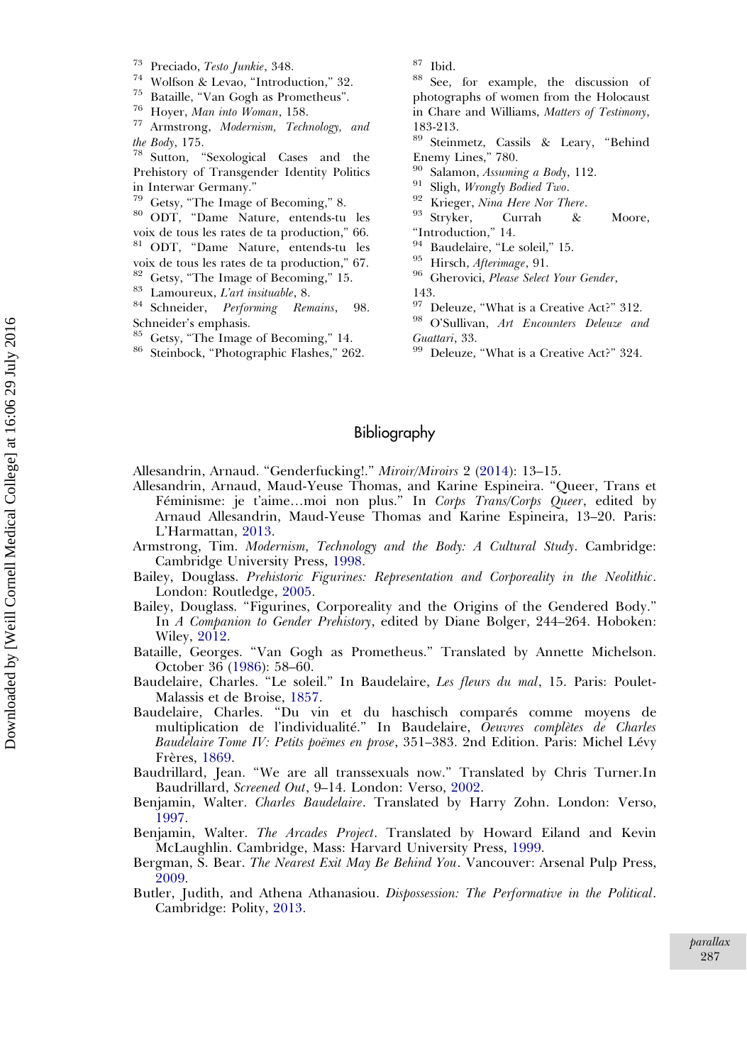[73] Preciado, *Testo Junkie*, 348.

[74] Wolfson & Levao, "Introduction," 32.

[75] Bataille, "Van Gogh as Prometheus".

[76] Hoyer, *Man into Woman*, 158.

[77] Armstrong, *Modernism, Technology, and the Body*, 175.

[78] Sutton, "Sexological Cases and the Prehistory of Transgender Identity Politics in Interwar Germany."

[79] Getsy, "The Image of Becoming," 8.

[80] ODT, "Dame Nature, entends-tu les voix de tous les rates de ta production," 66.

[81] ODT, "Dame Nature, entends-tu les voix de tous les rates de ta production," 67.

[82] Getsy, "The Image of Becoming," 15.

[83] Lamoureux, *L'art insituable*, 8.

[84] Schneider, *Performing Remains*, 98. Schneider's emphasis.

[85] Getsy, "The Image of Becoming," 14.

[86] Steinbock, "Photographic Flashes," 262.

[87] Ibid.

[88] See, for example, the discussion of photographs of women from the Holocaust in Chare and Williams, *Matters of Testimony*, 183-213.

[89] Steinmetz, Cassils & Leary, "Behind Enemy Lines," 780.

[90] Salamon, *Assuming a Body*, 112.

[91] Sligh, *Wrongly Bodied Two*.

[92] Krieger, *Nina Here Nor There*.

[93] Stryker, Currah & Moore, "Introduction," 14.

[94] Baudelaire, "Le soleil," 15.

[95] Hirsch, *Afterimage*, 91.

[96] Gherovici, *Please Select Your Gender*, 143.

[97] Deleuze, "What is a Creative Act?" 312.

[98] O'Sullivan, *Art Encounters Deleuze and Guattari*, 33.

[99] Deleuze, "What is a Creative Act?" 324.

## Bibliography

Allesandrin, Arnaud. "Genderfucking!." *Miroir/Miroirs* 2 (2014): 13–15.

Allesandrin, Arnaud, Maud-Yeuse Thomas, and Karine Espineira. "Queer, Trans et Féminisme: je t'aime…moi non plus." In *Corps Trans/Corps Queer*, edited by Arnaud Allesandrin, Maud-Yeuse Thomas and Karine Espineira, 13–20. Paris: L'Harmattan, 2013.

Armstrong, Tim. *Modernism, Technology and the Body: A Cultural Study*. Cambridge: Cambridge University Press, 1998.

Bailey, Douglass. *Prehistoric Figurines: Representation and Corporeality in the Neolithic*. London: Routledge, 2005.

Bailey, Douglass. "Figurines, Corporeality and the Origins of the Gendered Body." In *A Companion to Gender Prehistory*, edited by Diane Bolger, 244–264. Hoboken: Wiley, 2012.

Bataille, Georges. "Van Gogh as Prometheus." Translated by Annette Michelson. October 36 (1986): 58–60.

Baudelaire, Charles. "Le soleil." In Baudelaire, *Les fleurs du mal*, 15. Paris: Poulet-Malassis et de Broise, 1857.

Baudelaire, Charles. "Du vin et du haschisch comparés comme moyens de multiplication de l'individualité." In Baudelaire, *Oeuvres complètes de Charles Baudelaire Tome IV: Petits poëmes en prose*, 351–383. 2nd Edition. Paris: Michel Lévy Frères, 1869.

Baudrillard, Jean. "We are all transsexuals now." Translated by Chris Turner.In Baudrillard, *Screened Out*, 9–14. London: Verso, 2002.

Benjamin, Walter. *Charles Baudelaire*. Translated by Harry Zohn. London: Verso, 1997.

Benjamin, Walter. *The Arcades Project*. Translated by Howard Eiland and Kevin McLaughlin. Cambridge, Mass: Harvard University Press, 1999.

Bergman, S. Bear. *The Nearest Exit May Be Behind You*. Vancouver: Arsenal Pulp Press, 2009.

Butler, Judith, and Athena Athanasiou. *Dispossession: The Performative in the Political*. Cambridge: Polity, 2013.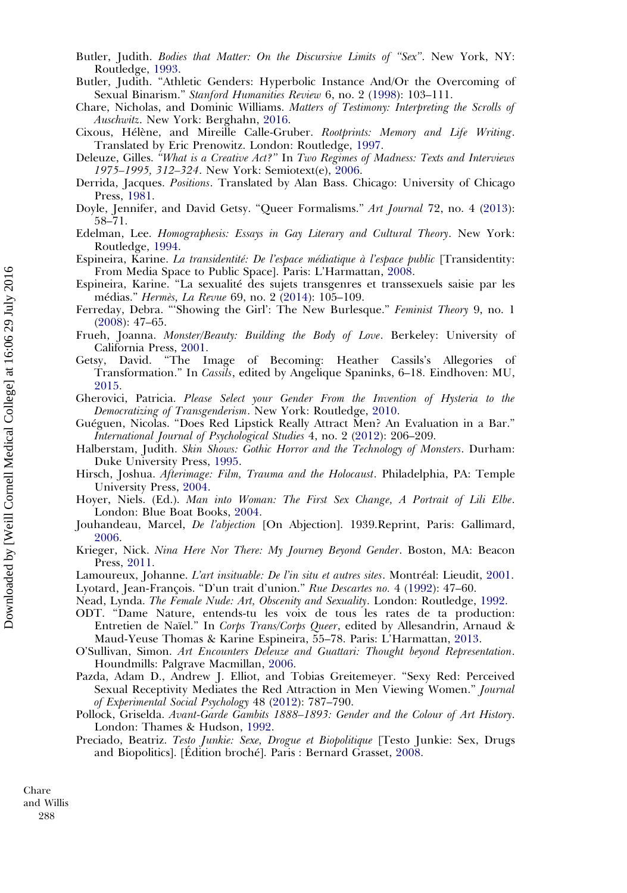Butler, Judith. *Bodies that Matter: On the Discursive Limits of "Sex"*. New York, NY: Routledge, 1993.

Butler, Judith. "Athletic Genders: Hyperbolic Instance And/Or the Overcoming of Sexual Binarism." *Stanford Humanities Review* 6, no. 2 (1998): 103–111.

Chare, Nicholas, and Dominic Williams. *Matters of Testimony: Interpreting the Scrolls of Auschwitz*. New York: Berghahn, 2016.

Cixous, Hélène, and Mireille Calle-Gruber. *Rootprints: Memory and Life Writing*. Translated by Eric Prenowitz. London: Routledge, 1997.

Deleuze, Gilles. *"What is a Creative Act?"* In *Two Regimes of Madness: Texts and Interviews 1975–1995, 312–324*. New York: Semiotext(e), 2006.

Derrida, Jacques. *Positions*. Translated by Alan Bass. Chicago: University of Chicago Press, 1981.

Doyle, Jennifer, and David Getsy. "Queer Formalisms." *Art Journal* 72, no. 4 (2013): 58–71.

Edelman, Lee. *Homographesis: Essays in Gay Literary and Cultural Theory*. New York: Routledge, 1994.

Espineira, Karine. *La transidentité: De l'espace médiatique à l'espace public* [Transidentity: From Media Space to Public Space]. Paris: L'Harmattan, 2008.

Espineira, Karine. "La sexualité des sujets transgenres et transsexuels saisie par les médias." *Hermès, La Revue* 69, no. 2 (2014): 105–109.

Ferreday, Debra. "'Showing the Girl': The New Burlesque." *Feminist Theory* 9, no. 1 (2008): 47–65.

Frueh, Joanna. *Monster/Beauty: Building the Body of Love*. Berkeley: University of California Press, 2001.

Getsy, David. "The Image of Becoming: Heather Cassils's Allegories of Transformation." In *Cassils*, edited by Angelique Spaninks, 6–18. Eindhoven: MU, 2015.

Gherovici, Patricia. *Please Select your Gender From the Invention of Hysteria to the Democratizing of Transgenderism*. New York: Routledge, 2010.

Guéguen, Nicolas. "Does Red Lipstick Really Attract Men? An Evaluation in a Bar." *International Journal of Psychological Studies* 4, no. 2 (2012): 206–209.

Halberstam, Judith. *Skin Shows: Gothic Horror and the Technology of Monsters*. Durham: Duke University Press, 1995.

Hirsch, Joshua. *Afterimage: Film, Trauma and the Holocaust*. Philadelphia, PA: Temple University Press, 2004.

Hoyer, Niels. (Ed.). *Man into Woman: The First Sex Change, A Portrait of Lili Elbe*. London: Blue Boat Books, 2004.

Jouhandeau, Marcel, *De l'abjection* [On Abjection]. 1939.Reprint, Paris: Gallimard, 2006.

Krieger, Nick. *Nina Here Nor There: My Journey Beyond Gender*. Boston, MA: Beacon Press, 2011.

Lamoureux, Johanne. *L'art insituable: De l'in situ et autres sites*. Montréal: Lieudit, 2001.

Lyotard, Jean-François. "D'un trait d'union." *Rue Descartes no.* 4 (1992): 47–60.

Nead, Lynda. *The Female Nude: Art, Obscenity and Sexuality*. London: Routledge, 1992.

ODT. "Dame Nature, entends-tu les voix de tous les rates de ta production: Entretien de Naïel." In *Corps Trans/Corps Queer*, edited by Allesandrin, Arnaud & Maud-Yeuse Thomas & Karine Espineira, 55–78. Paris: L'Harmattan, 2013.

O'Sullivan, Simon. *Art Encounters Deleuze and Guattari: Thought beyond Representation*. Houndmills: Palgrave Macmillan, 2006.

Pazda, Adam D., Andrew J. Elliot, and Tobias Greitemeyer. "Sexy Red: Perceived Sexual Receptivity Mediates the Red Attraction in Men Viewing Women." *Journal of Experimental Social Psychology* 48 (2012): 787–790.

Pollock, Griselda. *Avant-Garde Gambits 1888–1893: Gender and the Colour of Art History*. London: Thames & Hudson, 1992.

Preciado, Beatriz. *Testo Junkie: Sexe, Drogue et Biopolitique* [Testo Junkie: Sex, Drugs and Biopolitics]. [Édition broché]. Paris : Bernard Grasset, 2008.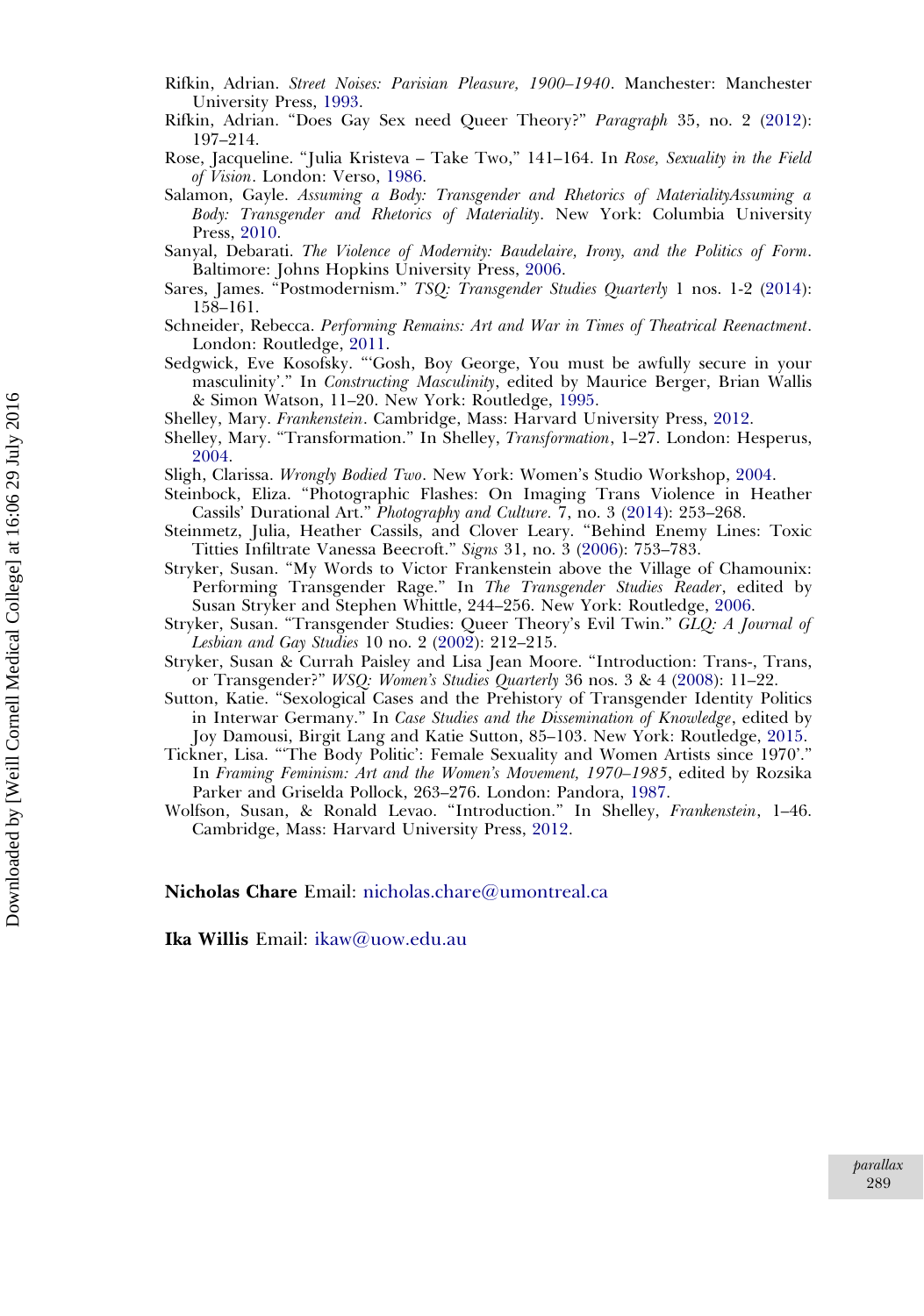Rifkin, Adrian. *Street Noises: Parisian Pleasure, 1900–1940*. Manchester: Manchester University Press, 1993.

Rifkin, Adrian. "Does Gay Sex need Queer Theory?" *Paragraph* 35, no. 2 (2012): 197–214.

Rose, Jacqueline. "Julia Kristeva – Take Two," 141–164. In *Rose, Sexuality in the Field of Vision*. London: Verso, 1986.

Salamon, Gayle. *Assuming a Body: Transgender and Rhetorics of MaterialityAssuming a Body: Transgender and Rhetorics of Materiality*. New York: Columbia University Press, 2010.

Sanyal, Debarati. *The Violence of Modernity: Baudelaire, Irony, and the Politics of Form*. Baltimore: Johns Hopkins University Press, 2006.

Sares, James. "Postmodernism." *TSQ: Transgender Studies Quarterly* 1 nos. 1-2 (2014): 158–161.

Schneider, Rebecca. *Performing Remains: Art and War in Times of Theatrical Reenactment*. London: Routledge, 2011.

Sedgwick, Eve Kosofsky. "'Gosh, Boy George, You must be awfully secure in your masculinity'." In *Constructing Masculinity*, edited by Maurice Berger, Brian Wallis & Simon Watson, 11–20. New York: Routledge, 1995.

Shelley, Mary. *Frankenstein*. Cambridge, Mass: Harvard University Press, 2012.

Shelley, Mary. "Transformation." In Shelley, *Transformation*, 1–27. London: Hesperus, 2004.

Sligh, Clarissa. *Wrongly Bodied Two*. New York: Women's Studio Workshop, 2004.

Steinbock, Eliza. "Photographic Flashes: On Imaging Trans Violence in Heather Cassils' Durational Art." *Photography and Culture*. 7, no. 3 (2014): 253–268.

Steinmetz, Julia, Heather Cassils, and Clover Leary. "Behind Enemy Lines: Toxic Titties Infiltrate Vanessa Beecroft." *Signs* 31, no. 3 (2006): 753–783.

Stryker, Susan. "My Words to Victor Frankenstein above the Village of Chamounix: Performing Transgender Rage." In *The Transgender Studies Reader*, edited by Susan Stryker and Stephen Whittle, 244–256. New York: Routledge, 2006.

Stryker, Susan. "Transgender Studies: Queer Theory's Evil Twin." *GLQ: A Journal of Lesbian and Gay Studies* 10 no. 2 (2002): 212–215.

Stryker, Susan & Currah Paisley and Lisa Jean Moore. "Introduction: Trans-, Trans, or Transgender?" *WSQ: Women's Studies Quarterly* 36 nos. 3 & 4 (2008): 11–22.

Sutton, Katie. "Sexological Cases and the Prehistory of Transgender Identity Politics in Interwar Germany." In *Case Studies and the Dissemination of Knowledge*, edited by Joy Damousi, Birgit Lang and Katie Sutton, 85–103. New York: Routledge, 2015.

Tickner, Lisa. "'The Body Politic': Female Sexuality and Women Artists since 1970'." In *Framing Feminism: Art and the Women's Movement, 1970–1985*, edited by Rozsika Parker and Griselda Pollock, 263–276. London: Pandora, 1987.

Wolfson, Susan, & Ronald Levao. "Introduction." In Shelley, *Frankenstein*, 1–46. Cambridge, Mass: Harvard University Press, 2012.

**Nicholas Chare** Email: nicholas.chare@umontreal.ca

**Ika Willis** Email: ikaw@uow.edu.au